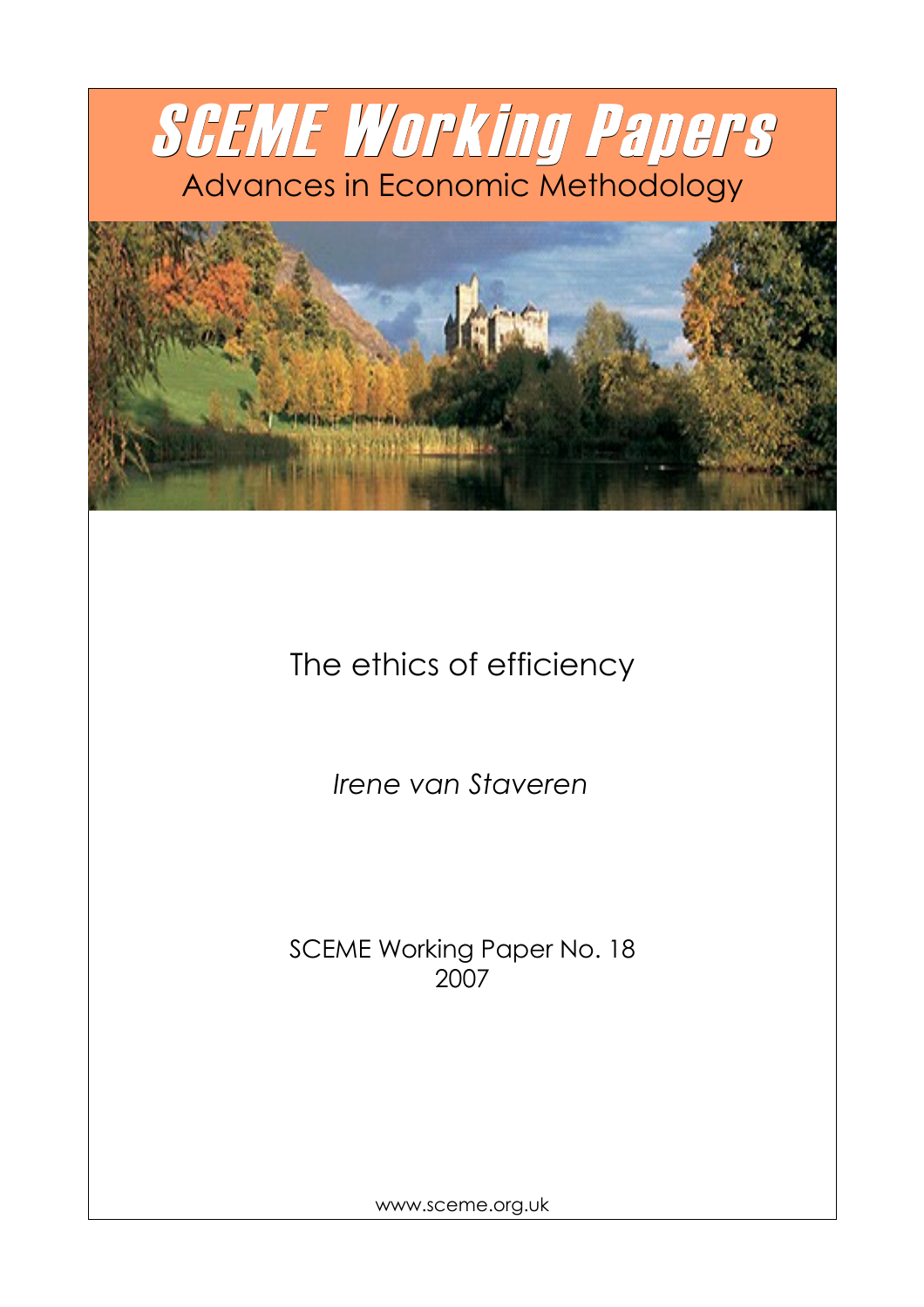# SCEME Working Papers

Advances in Economic Methodology

# The ethics of efficiency

*Irene van Staveren*

SCEME Working Paper No. 18
2007

www.sceme.org.uk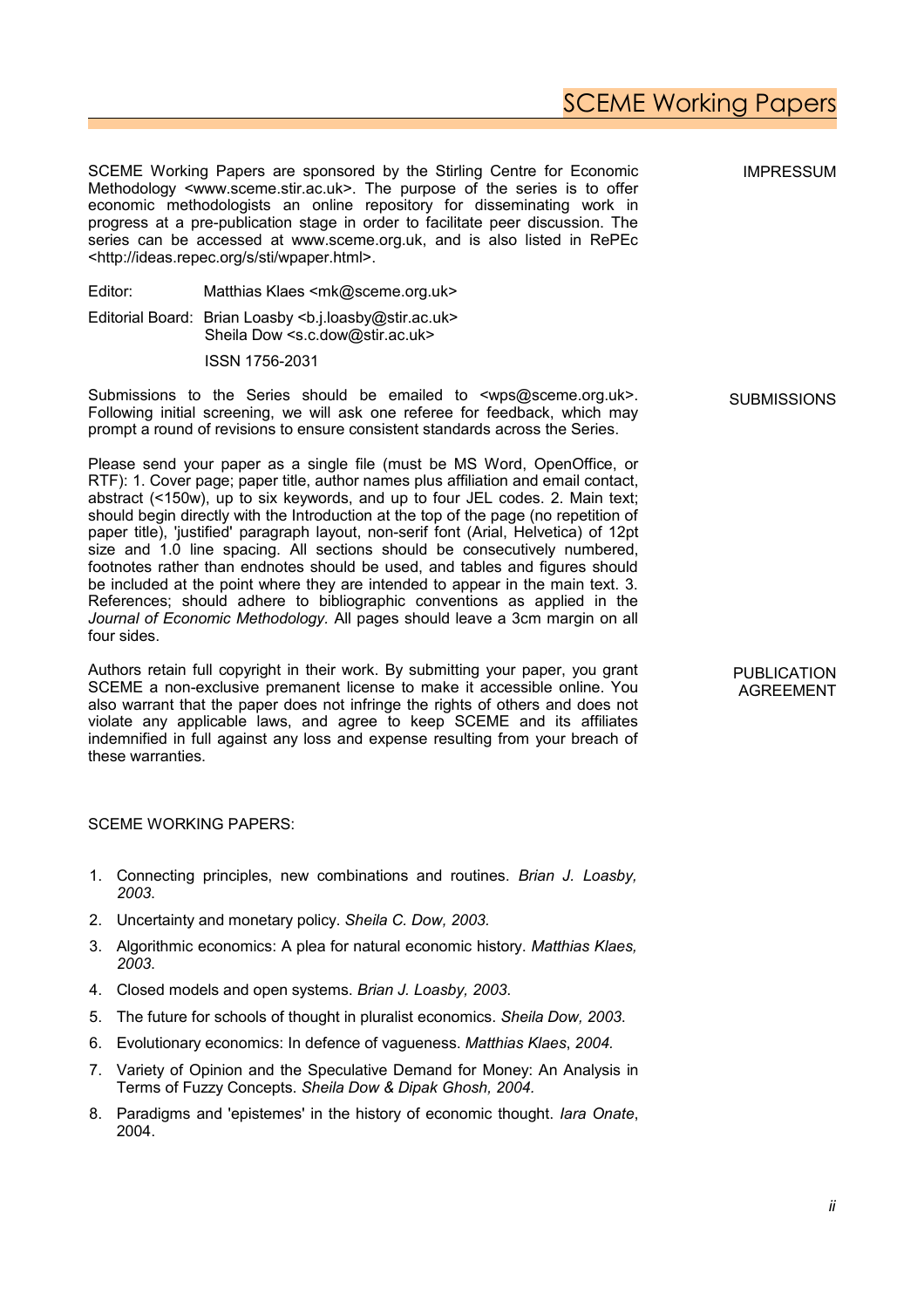# SCEME Working Papers

**IMPRESSUM**

SCEME Working Papers are sponsored by the Stirling Centre for Economic Methodology <www.sceme.stir.ac.uk>. The purpose of the series is to offer economic methodologists an online repository for disseminating work in progress at a pre-publication stage in order to facilitate peer discussion. The series can be accessed at www.sceme.org.uk, and is also listed in RePEc <http://ideas.repec.org/s/sti/wpaper.html>.

Editor: Matthias Klaes <mk@sceme.org.uk>

Editorial Board: Brian Loasby <b.j.loasby@stir.ac.uk>
Sheila Dow <s.c.dow@stir.ac.uk>

ISSN 1756-2031

**SUBMISSIONS**

Submissions to the Series should be emailed to <wps@sceme.org.uk>. Following initial screening, we will ask one referee for feedback, which may prompt a round of revisions to ensure consistent standards across the Series.

Please send your paper as a single file (must be MS Word, OpenOffice, or RTF): 1. Cover page; paper title, author names plus affiliation and email contact, abstract (<150w), up to six keywords, and up to four JEL codes. 2. Main text; should begin directly with the Introduction at the top of the page (no repetition of paper title), 'justified' paragraph layout, non-serif font (Arial, Helvetica) of 12pt size and 1.0 line spacing. All sections should be consecutively numbered, footnotes rather than endnotes should be used, and tables and figures should be included at the point where they are intended to appear in the main text. 3. References; should adhere to bibliographic conventions as applied in the *Journal of Economic Methodology*. All pages should leave a 3cm margin on all four sides.

**PUBLICATION AGREEMENT**

Authors retain full copyright in their work. By submitting your paper, you grant SCEME a non-exclusive premanent license to make it accessible online. You also warrant that the paper does not infringe the rights of others and does not violate any applicable laws, and agree to keep SCEME and its affiliates indemnified in full against any loss and expense resulting from your breach of these warranties.

SCEME WORKING PAPERS:

1. Connecting principles, new combinations and routines. *Brian J. Loasby, 2003.*
2. Uncertainty and monetary policy. *Sheila C. Dow, 2003.*
3. Algorithmic economics: A plea for natural economic history. *Matthias Klaes, 2003.*
4. Closed models and open systems. *Brian J. Loasby, 2003.*
5. The future for schools of thought in pluralist economics. *Sheila Dow, 2003*.
6. Evolutionary economics: In defence of vagueness. *Matthias Klaes*, *2004.*
7. Variety of Opinion and the Speculative Demand for Money: An Analysis in Terms of Fuzzy Concepts. *Sheila Dow & Dipak Ghosh, 2004.*
8. Paradigms and 'epistemes' in the history of economic thought. *Iara Onate*, 2004.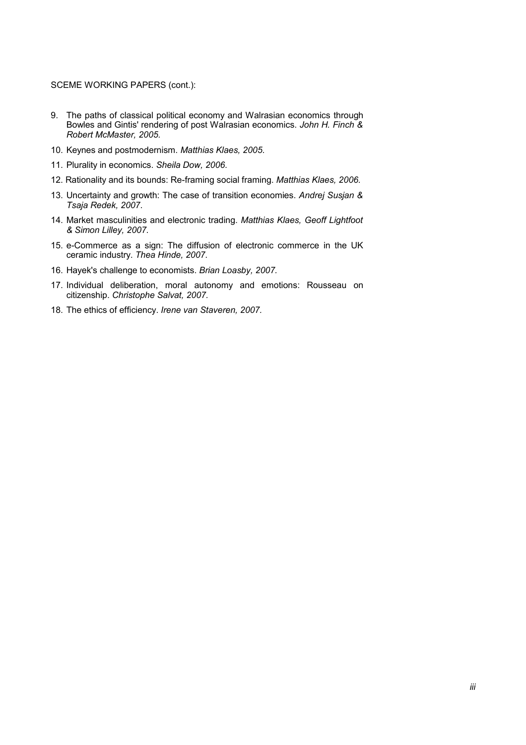SCEME WORKING PAPERS (cont.):

9. The paths of classical political economy and Walrasian economics through Bowles and Gintis' rendering of post Walrasian economics. *John H. Finch & Robert McMaster, 2005*.
10. Keynes and postmodernism. *Matthias Klaes, 2005*.
11. Plurality in economics. *Sheila Dow, 2006*.
12. Rationality and its bounds: Re-framing social framing. *Matthias Klaes, 2006.*
13. Uncertainty and growth: The case of transition economies. *Andrej Susjan & Tsaja Redek, 2007*.
14. Market masculinities and electronic trading. *Matthias Klaes, Geoff Lightfoot & Simon Lilley, 2007*.
15. e-Commerce as a sign: The diffusion of electronic commerce in the UK ceramic industry. *Thea Hinde, 2007*.
16. Hayek's challenge to economists. *Brian Loasby, 2007*.
17. Individual deliberation, moral autonomy and emotions: Rousseau on citizenship. *Christophe Salvat, 2007*.
18. The ethics of efficiency. *Irene van Staveren, 2007*.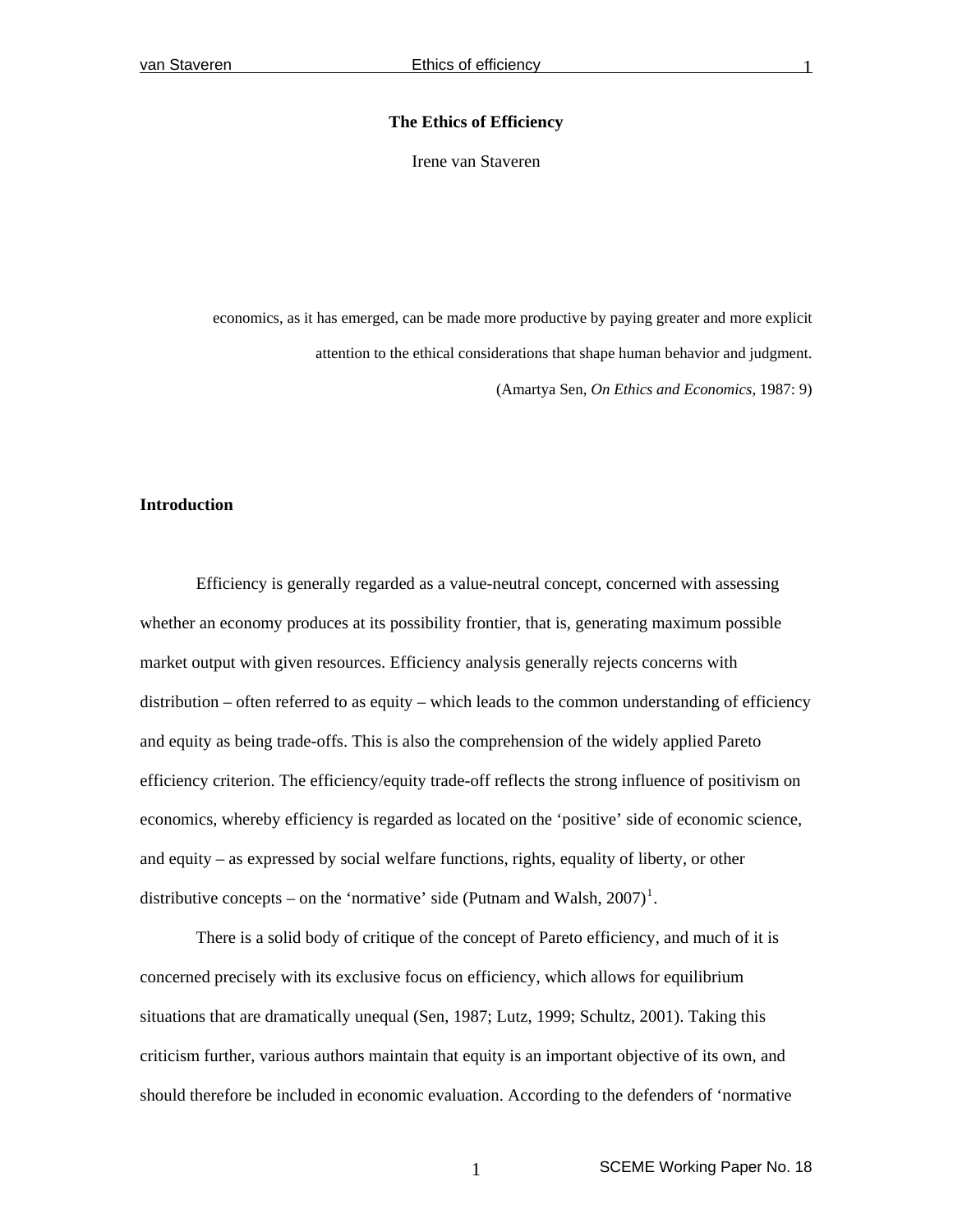**The Ethics of Efficiency**

Irene van Staveren

> economics, as it has emerged, can be made more productive by paying greater and more explicit attention to the ethical considerations that shape human behavior and judgment.
>
> (Amartya Sen, *On Ethics and Economics*, 1987: 9)

## Introduction

Efficiency is generally regarded as a value-neutral concept, concerned with assessing whether an economy produces at its possibility frontier, that is, generating maximum possible market output with given resources. Efficiency analysis generally rejects concerns with distribution – often referred to as equity – which leads to the common understanding of efficiency and equity as being trade-offs. This is also the comprehension of the widely applied Pareto efficiency criterion. The efficiency/equity trade-off reflects the strong influence of positivism on economics, whereby efficiency is regarded as located on the 'positive' side of economic science, and equity – as expressed by social welfare functions, rights, equality of liberty, or other distributive concepts – on the 'normative' side (Putnam and Walsh, 2007)[1].

There is a solid body of critique of the concept of Pareto efficiency, and much of it is concerned precisely with its exclusive focus on efficiency, which allows for equilibrium situations that are dramatically unequal (Sen, 1987; Lutz, 1999; Schultz, 2001). Taking this criticism further, various authors maintain that equity is an important objective of its own, and should therefore be included in economic evaluation. According to the defenders of 'normative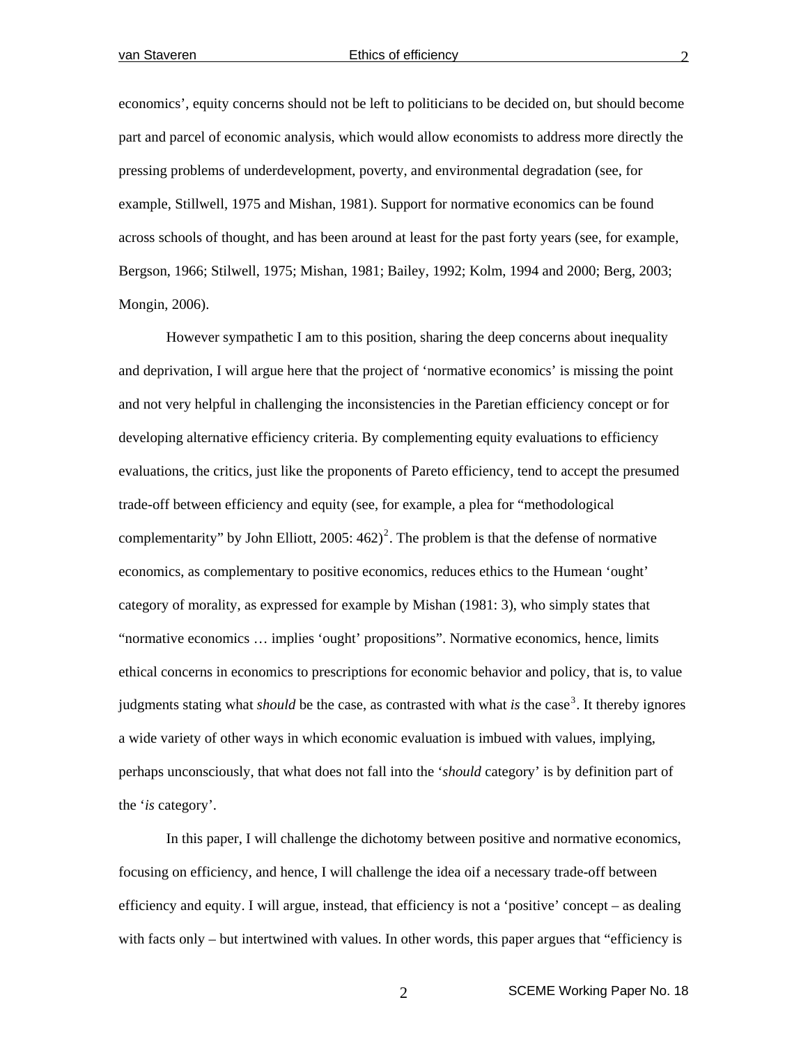economics', equity concerns should not be left to politicians to be decided on, but should become part and parcel of economic analysis, which would allow economists to address more directly the pressing problems of underdevelopment, poverty, and environmental degradation (see, for example, Stillwell, 1975 and Mishan, 1981). Support for normative economics can be found across schools of thought, and has been around at least for the past forty years (see, for example, Bergson, 1966; Stilwell, 1975; Mishan, 1981; Bailey, 1992; Kolm, 1994 and 2000; Berg, 2003; Mongin, 2006).

However sympathetic I am to this position, sharing the deep concerns about inequality and deprivation, I will argue here that the project of 'normative economics' is missing the point and not very helpful in challenging the inconsistencies in the Paretian efficiency concept or for developing alternative efficiency criteria. By complementing equity evaluations to efficiency evaluations, the critics, just like the proponents of Pareto efficiency, tend to accept the presumed trade-off between efficiency and equity (see, for example, a plea for "methodological complementarity" by John Elliott, 2005: 462)[2]. The problem is that the defense of normative economics, as complementary to positive economics, reduces ethics to the Humean 'ought' category of morality, as expressed for example by Mishan (1981: 3), who simply states that "normative economics … implies 'ought' propositions". Normative economics, hence, limits ethical concerns in economics to prescriptions for economic behavior and policy, that is, to value judgments stating what *should* be the case, as contrasted with what *is* the case[3]. It thereby ignores a wide variety of other ways in which economic evaluation is imbued with values, implying, perhaps unconsciously, that what does not fall into the '*should* category' is by definition part of the '*is* category'.

In this paper, I will challenge the dichotomy between positive and normative economics, focusing on efficiency, and hence, I will challenge the idea oif a necessary trade-off between efficiency and equity. I will argue, instead, that efficiency is not a 'positive' concept – as dealing with facts only – but intertwined with values. In other words, this paper argues that "efficiency is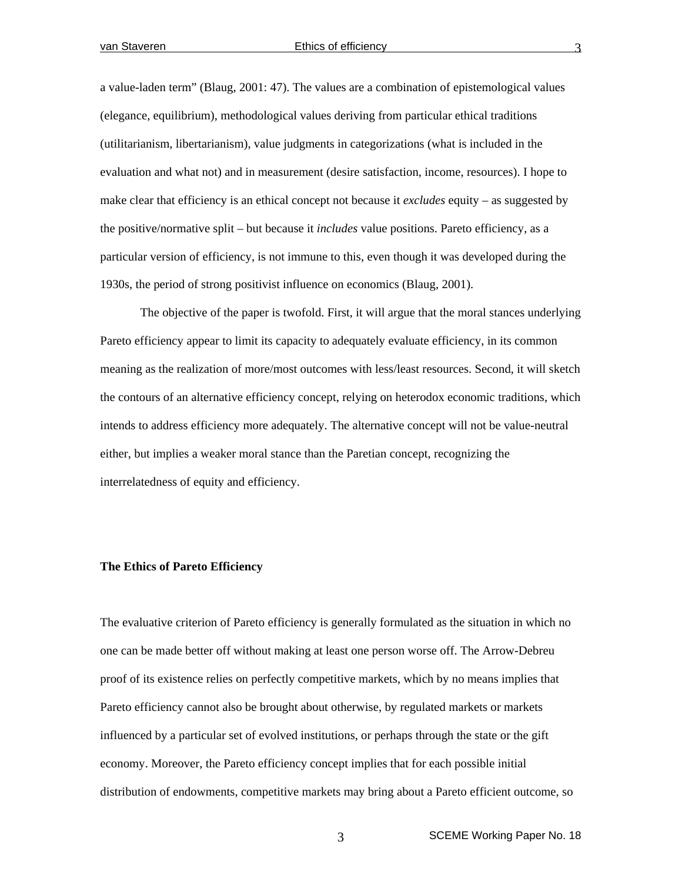a value-laden term" (Blaug, 2001: 47). The values are a combination of epistemological values (elegance, equilibrium), methodological values deriving from particular ethical traditions (utilitarianism, libertarianism), value judgments in categorizations (what is included in the evaluation and what not) and in measurement (desire satisfaction, income, resources). I hope to make clear that efficiency is an ethical concept not because it *excludes* equity – as suggested by the positive/normative split – but because it *includes* value positions. Pareto efficiency, as a particular version of efficiency, is not immune to this, even though it was developed during the 1930s, the period of strong positivist influence on economics (Blaug, 2001).

The objective of the paper is twofold. First, it will argue that the moral stances underlying Pareto efficiency appear to limit its capacity to adequately evaluate efficiency, in its common meaning as the realization of more/most outcomes with less/least resources. Second, it will sketch the contours of an alternative efficiency concept, relying on heterodox economic traditions, which intends to address efficiency more adequately. The alternative concept will not be value-neutral either, but implies a weaker moral stance than the Paretian concept, recognizing the interrelatedness of equity and efficiency.

## The Ethics of Pareto Efficiency

The evaluative criterion of Pareto efficiency is generally formulated as the situation in which no one can be made better off without making at least one person worse off. The Arrow-Debreu proof of its existence relies on perfectly competitive markets, which by no means implies that Pareto efficiency cannot also be brought about otherwise, by regulated markets or markets influenced by a particular set of evolved institutions, or perhaps through the state or the gift economy. Moreover, the Pareto efficiency concept implies that for each possible initial distribution of endowments, competitive markets may bring about a Pareto efficient outcome, so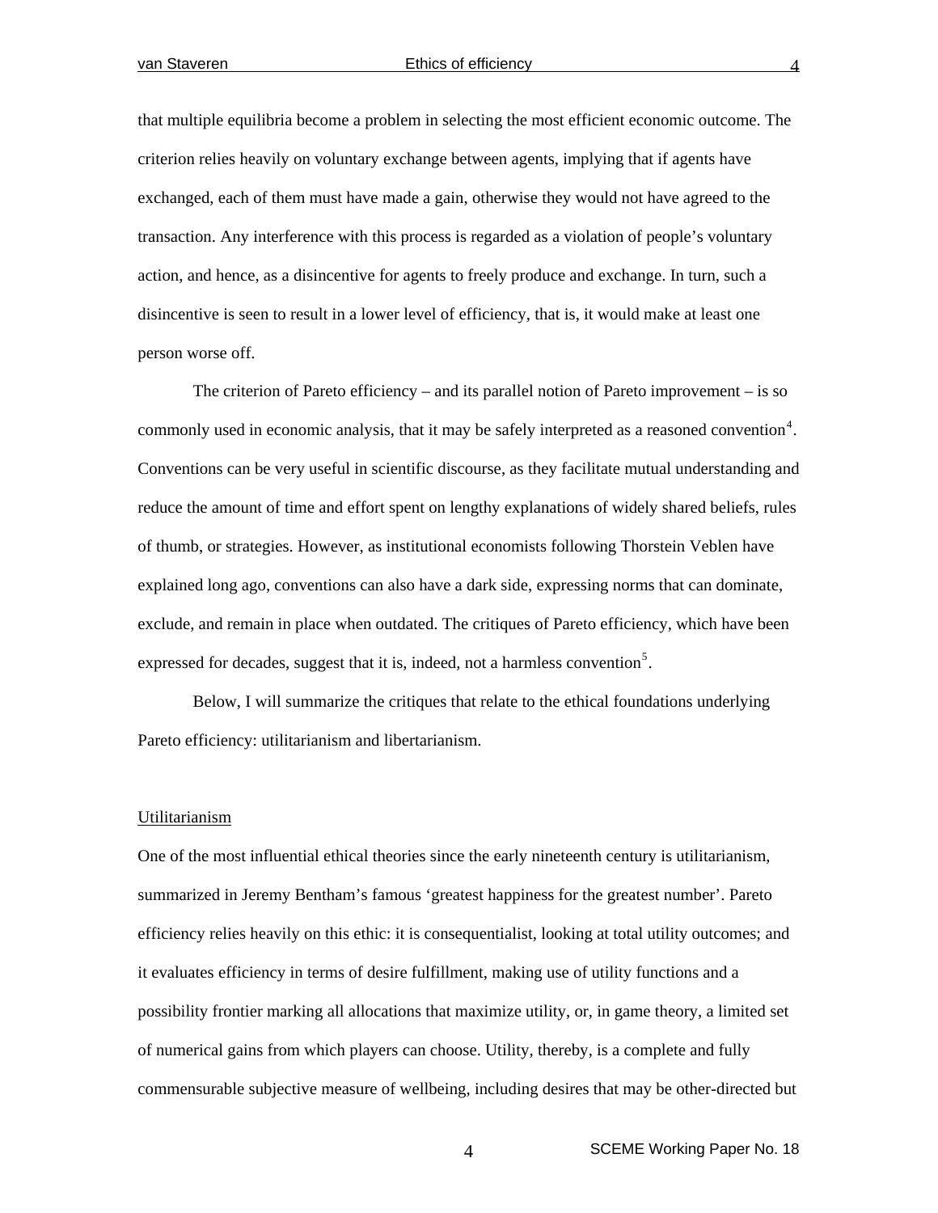that multiple equilibria become a problem in selecting the most efficient economic outcome. The criterion relies heavily on voluntary exchange between agents, implying that if agents have exchanged, each of them must have made a gain, otherwise they would not have agreed to the transaction. Any interference with this process is regarded as a violation of people's voluntary action, and hence, as a disincentive for agents to freely produce and exchange. In turn, such a disincentive is seen to result in a lower level of efficiency, that is, it would make at least one person worse off.

The criterion of Pareto efficiency – and its parallel notion of Pareto improvement – is so commonly used in economic analysis, that it may be safely interpreted as a reasoned convention[4]. Conventions can be very useful in scientific discourse, as they facilitate mutual understanding and reduce the amount of time and effort spent on lengthy explanations of widely shared beliefs, rules of thumb, or strategies. However, as institutional economists following Thorstein Veblen have explained long ago, conventions can also have a dark side, expressing norms that can dominate, exclude, and remain in place when outdated. The critiques of Pareto efficiency, which have been expressed for decades, suggest that it is, indeed, not a harmless convention[5].

Below, I will summarize the critiques that relate to the ethical foundations underlying Pareto efficiency: utilitarianism and libertarianism.

### Utilitarianism

One of the most influential ethical theories since the early nineteenth century is utilitarianism, summarized in Jeremy Bentham's famous 'greatest happiness for the greatest number'. Pareto efficiency relies heavily on this ethic: it is consequentialist, looking at total utility outcomes; and it evaluates efficiency in terms of desire fulfillment, making use of utility functions and a possibility frontier marking all allocations that maximize utility, or, in game theory, a limited set of numerical gains from which players can choose. Utility, thereby, is a complete and fully commensurable subjective measure of wellbeing, including desires that may be other-directed but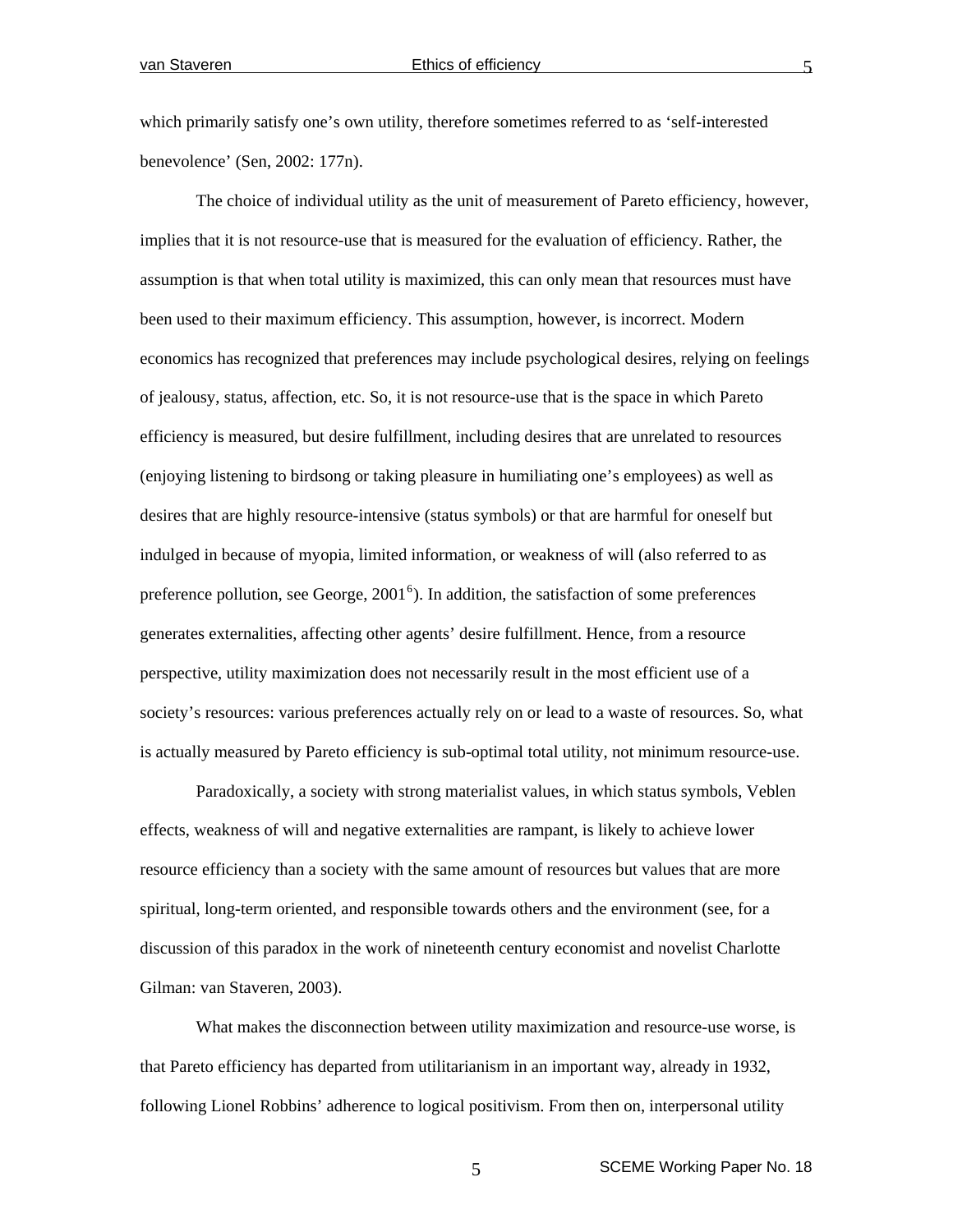which primarily satisfy one's own utility, therefore sometimes referred to as 'self-interested benevolence' (Sen, 2002: 177n).

The choice of individual utility as the unit of measurement of Pareto efficiency, however, implies that it is not resource-use that is measured for the evaluation of efficiency. Rather, the assumption is that when total utility is maximized, this can only mean that resources must have been used to their maximum efficiency. This assumption, however, is incorrect. Modern economics has recognized that preferences may include psychological desires, relying on feelings of jealousy, status, affection, etc. So, it is not resource-use that is the space in which Pareto efficiency is measured, but desire fulfillment, including desires that are unrelated to resources (enjoying listening to birdsong or taking pleasure in humiliating one's employees) as well as desires that are highly resource-intensive (status symbols) or that are harmful for oneself but indulged in because of myopia, limited information, or weakness of will (also referred to as preference pollution, see George, 2001[6]). In addition, the satisfaction of some preferences generates externalities, affecting other agents' desire fulfillment. Hence, from a resource perspective, utility maximization does not necessarily result in the most efficient use of a society's resources: various preferences actually rely on or lead to a waste of resources. So, what is actually measured by Pareto efficiency is sub-optimal total utility, not minimum resource-use.

Paradoxically, a society with strong materialist values, in which status symbols, Veblen effects, weakness of will and negative externalities are rampant, is likely to achieve lower resource efficiency than a society with the same amount of resources but values that are more spiritual, long-term oriented, and responsible towards others and the environment (see, for a discussion of this paradox in the work of nineteenth century economist and novelist Charlotte Gilman: van Staveren, 2003).

What makes the disconnection between utility maximization and resource-use worse, is that Pareto efficiency has departed from utilitarianism in an important way, already in 1932, following Lionel Robbins' adherence to logical positivism. From then on, interpersonal utility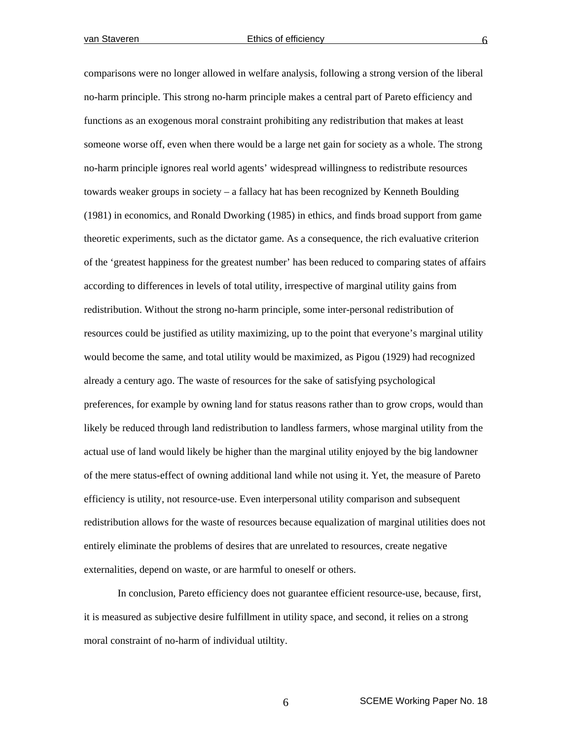comparisons were no longer allowed in welfare analysis, following a strong version of the liberal no-harm principle. This strong no-harm principle makes a central part of Pareto efficiency and functions as an exogenous moral constraint prohibiting any redistribution that makes at least someone worse off, even when there would be a large net gain for society as a whole. The strong no-harm principle ignores real world agents' widespread willingness to redistribute resources towards weaker groups in society – a fallacy hat has been recognized by Kenneth Boulding (1981) in economics, and Ronald Dworking (1985) in ethics, and finds broad support from game theoretic experiments, such as the dictator game. As a consequence, the rich evaluative criterion of the 'greatest happiness for the greatest number' has been reduced to comparing states of affairs according to differences in levels of total utility, irrespective of marginal utility gains from redistribution. Without the strong no-harm principle, some inter-personal redistribution of resources could be justified as utility maximizing, up to the point that everyone's marginal utility would become the same, and total utility would be maximized, as Pigou (1929) had recognized already a century ago. The waste of resources for the sake of satisfying psychological preferences, for example by owning land for status reasons rather than to grow crops, would than likely be reduced through land redistribution to landless farmers, whose marginal utility from the actual use of land would likely be higher than the marginal utility enjoyed by the big landowner of the mere status-effect of owning additional land while not using it. Yet, the measure of Pareto efficiency is utility, not resource-use. Even interpersonal utility comparison and subsequent redistribution allows for the waste of resources because equalization of marginal utilities does not entirely eliminate the problems of desires that are unrelated to resources, create negative externalities, depend on waste, or are harmful to oneself or others.

In conclusion, Pareto efficiency does not guarantee efficient resource-use, because, first, it is measured as subjective desire fulfillment in utility space, and second, it relies on a strong moral constraint of no-harm of individual utiltity.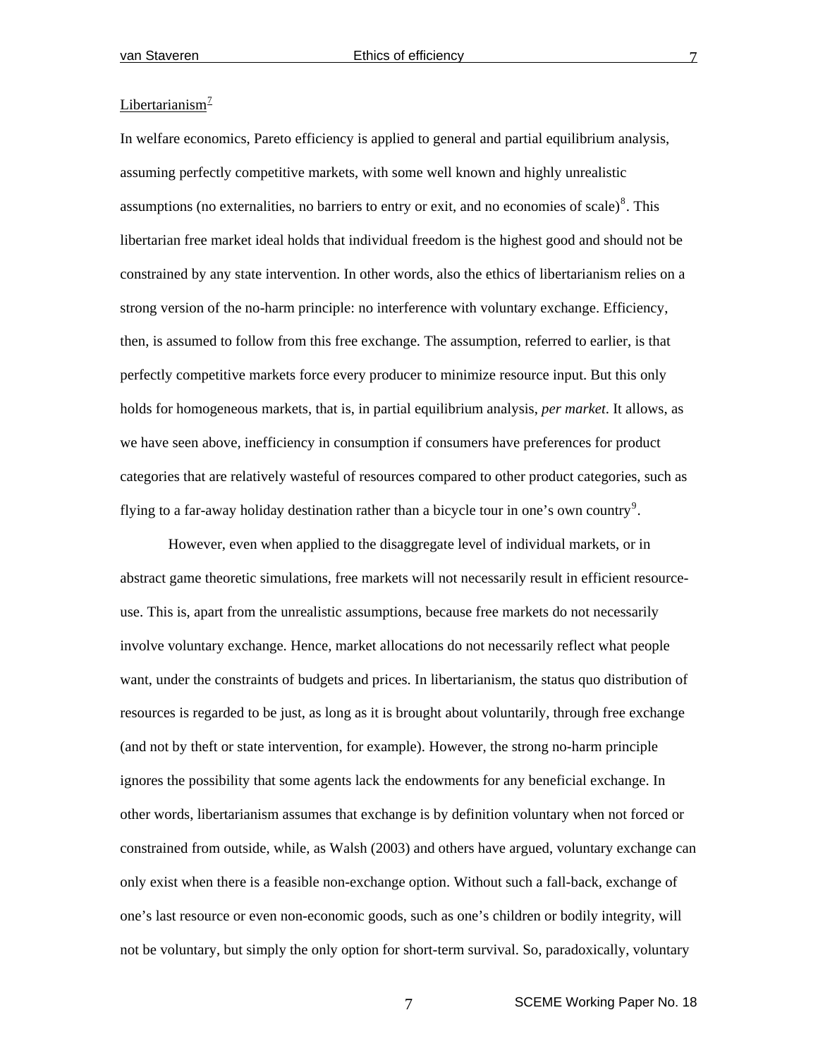Libertarianism[7]

In welfare economics, Pareto efficiency is applied to general and partial equilibrium analysis, assuming perfectly competitive markets, with some well known and highly unrealistic assumptions (no externalities, no barriers to entry or exit, and no economies of scale)[8]. This libertarian free market ideal holds that individual freedom is the highest good and should not be constrained by any state intervention. In other words, also the ethics of libertarianism relies on a strong version of the no-harm principle: no interference with voluntary exchange. Efficiency, then, is assumed to follow from this free exchange. The assumption, referred to earlier, is that perfectly competitive markets force every producer to minimize resource input. But this only holds for homogeneous markets, that is, in partial equilibrium analysis, *per market*. It allows, as we have seen above, inefficiency in consumption if consumers have preferences for product categories that are relatively wasteful of resources compared to other product categories, such as flying to a far-away holiday destination rather than a bicycle tour in one's own country[9].

However, even when applied to the disaggregate level of individual markets, or in abstract game theoretic simulations, free markets will not necessarily result in efficient resource-use. This is, apart from the unrealistic assumptions, because free markets do not necessarily involve voluntary exchange. Hence, market allocations do not necessarily reflect what people want, under the constraints of budgets and prices. In libertarianism, the status quo distribution of resources is regarded to be just, as long as it is brought about voluntarily, through free exchange (and not by theft or state intervention, for example). However, the strong no-harm principle ignores the possibility that some agents lack the endowments for any beneficial exchange. In other words, libertarianism assumes that exchange is by definition voluntary when not forced or constrained from outside, while, as Walsh (2003) and others have argued, voluntary exchange can only exist when there is a feasible non-exchange option. Without such a fall-back, exchange of one's last resource or even non-economic goods, such as one's children or bodily integrity, will not be voluntary, but simply the only option for short-term survival. So, paradoxically, voluntary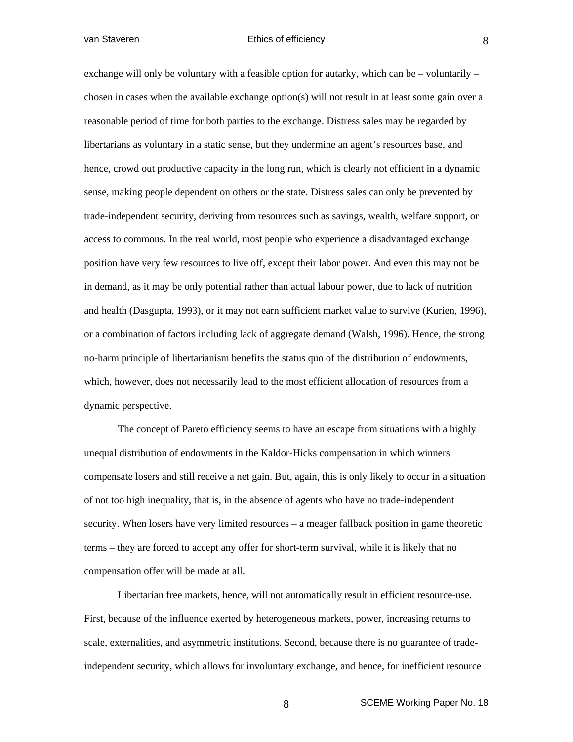exchange will only be voluntary with a feasible option for autarky, which can be – voluntarily – chosen in cases when the available exchange option(s) will not result in at least some gain over a reasonable period of time for both parties to the exchange. Distress sales may be regarded by libertarians as voluntary in a static sense, but they undermine an agent's resources base, and hence, crowd out productive capacity in the long run, which is clearly not efficient in a dynamic sense, making people dependent on others or the state. Distress sales can only be prevented by trade-independent security, deriving from resources such as savings, wealth, welfare support, or access to commons. In the real world, most people who experience a disadvantaged exchange position have very few resources to live off, except their labor power. And even this may not be in demand, as it may be only potential rather than actual labour power, due to lack of nutrition and health (Dasgupta, 1993), or it may not earn sufficient market value to survive (Kurien, 1996), or a combination of factors including lack of aggregate demand (Walsh, 1996). Hence, the strong no-harm principle of libertarianism benefits the status quo of the distribution of endowments, which, however, does not necessarily lead to the most efficient allocation of resources from a dynamic perspective.

The concept of Pareto efficiency seems to have an escape from situations with a highly unequal distribution of endowments in the Kaldor-Hicks compensation in which winners compensate losers and still receive a net gain. But, again, this is only likely to occur in a situation of not too high inequality, that is, in the absence of agents who have no trade-independent security. When losers have very limited resources – a meager fallback position in game theoretic terms – they are forced to accept any offer for short-term survival, while it is likely that no compensation offer will be made at all.

Libertarian free markets, hence, will not automatically result in efficient resource-use. First, because of the influence exerted by heterogeneous markets, power, increasing returns to scale, externalities, and asymmetric institutions. Second, because there is no guarantee of trade-independent security, which allows for involuntary exchange, and hence, for inefficient resource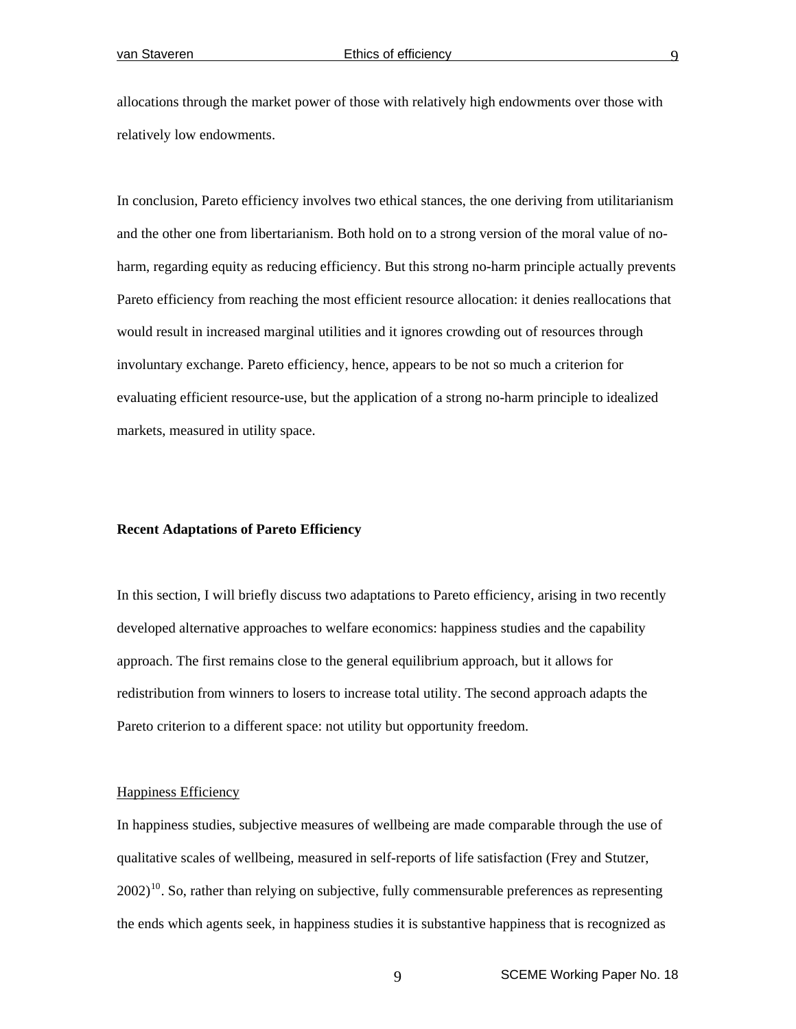allocations through the market power of those with relatively high endowments over those with relatively low endowments.

In conclusion, Pareto efficiency involves two ethical stances, the one deriving from utilitarianism and the other one from libertarianism. Both hold on to a strong version of the moral value of no-harm, regarding equity as reducing efficiency. But this strong no-harm principle actually prevents Pareto efficiency from reaching the most efficient resource allocation: it denies reallocations that would result in increased marginal utilities and it ignores crowding out of resources through involuntary exchange. Pareto efficiency, hence, appears to be not so much a criterion for evaluating efficient resource-use, but the application of a strong no-harm principle to idealized markets, measured in utility space.

## Recent Adaptations of Pareto Efficiency

In this section, I will briefly discuss two adaptations to Pareto efficiency, arising in two recently developed alternative approaches to welfare economics: happiness studies and the capability approach. The first remains close to the general equilibrium approach, but it allows for redistribution from winners to losers to increase total utility. The second approach adapts the Pareto criterion to a different space: not utility but opportunity freedom.

### Happiness Efficiency

In happiness studies, subjective measures of wellbeing are made comparable through the use of qualitative scales of wellbeing, measured in self-reports of life satisfaction (Frey and Stutzer, 2002)[10]. So, rather than relying on subjective, fully commensurable preferences as representing the ends which agents seek, in happiness studies it is substantive happiness that is recognized as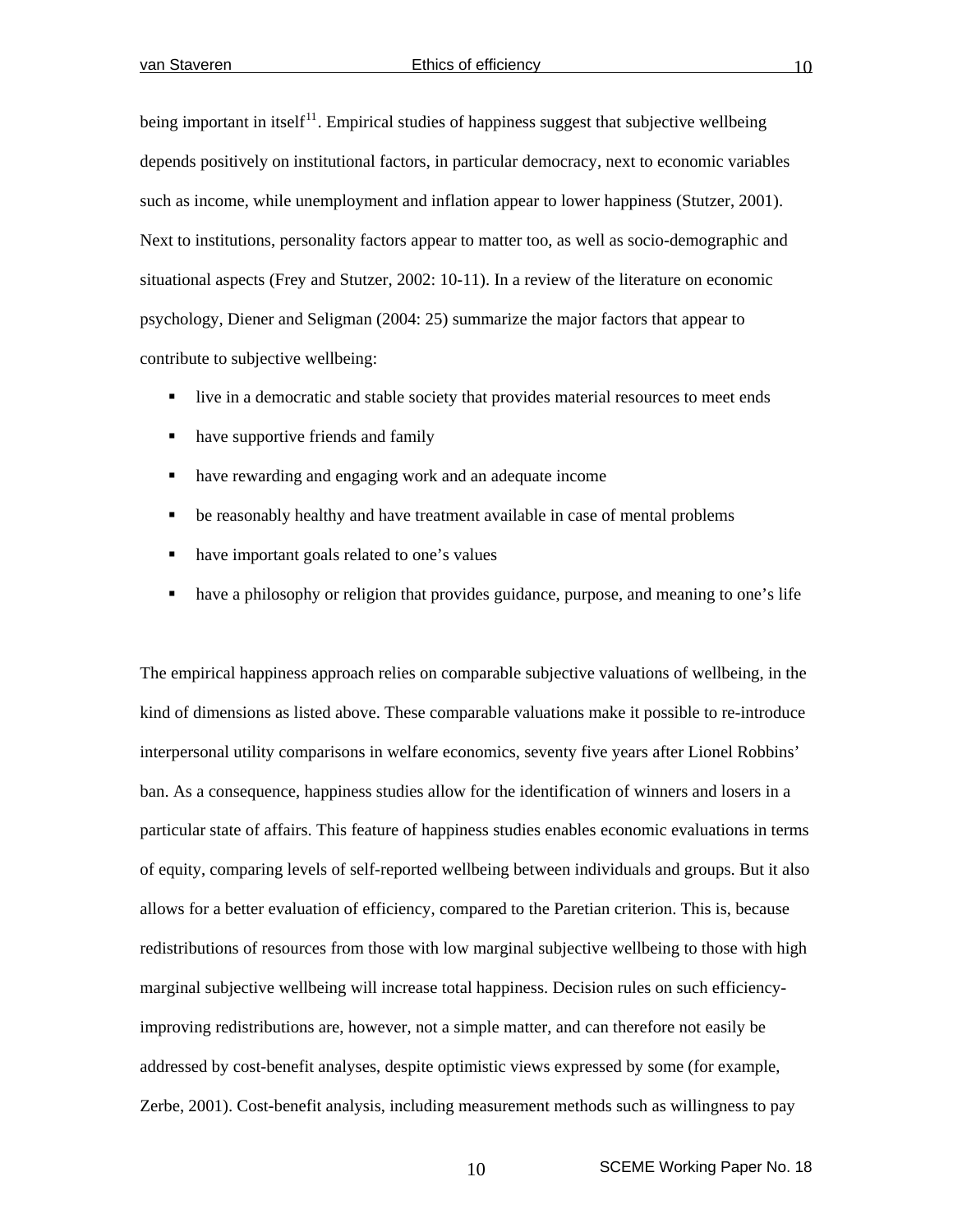being important in itself[11]. Empirical studies of happiness suggest that subjective wellbeing depends positively on institutional factors, in particular democracy, next to economic variables such as income, while unemployment and inflation appear to lower happiness (Stutzer, 2001). Next to institutions, personality factors appear to matter too, as well as socio-demographic and situational aspects (Frey and Stutzer, 2002: 10-11). In a review of the literature on economic psychology, Diener and Seligman (2004: 25) summarize the major factors that appear to contribute to subjective wellbeing:

- live in a democratic and stable society that provides material resources to meet ends
- have supportive friends and family
- have rewarding and engaging work and an adequate income
- be reasonably healthy and have treatment available in case of mental problems
- have important goals related to one's values
- have a philosophy or religion that provides guidance, purpose, and meaning to one's life

The empirical happiness approach relies on comparable subjective valuations of wellbeing, in the kind of dimensions as listed above. These comparable valuations make it possible to re-introduce interpersonal utility comparisons in welfare economics, seventy five years after Lionel Robbins' ban. As a consequence, happiness studies allow for the identification of winners and losers in a particular state of affairs. This feature of happiness studies enables economic evaluations in terms of equity, comparing levels of self-reported wellbeing between individuals and groups. But it also allows for a better evaluation of efficiency, compared to the Paretian criterion. This is, because redistributions of resources from those with low marginal subjective wellbeing to those with high marginal subjective wellbeing will increase total happiness. Decision rules on such efficiency-improving redistributions are, however, not a simple matter, and can therefore not easily be addressed by cost-benefit analyses, despite optimistic views expressed by some (for example, Zerbe, 2001). Cost-benefit analysis, including measurement methods such as willingness to pay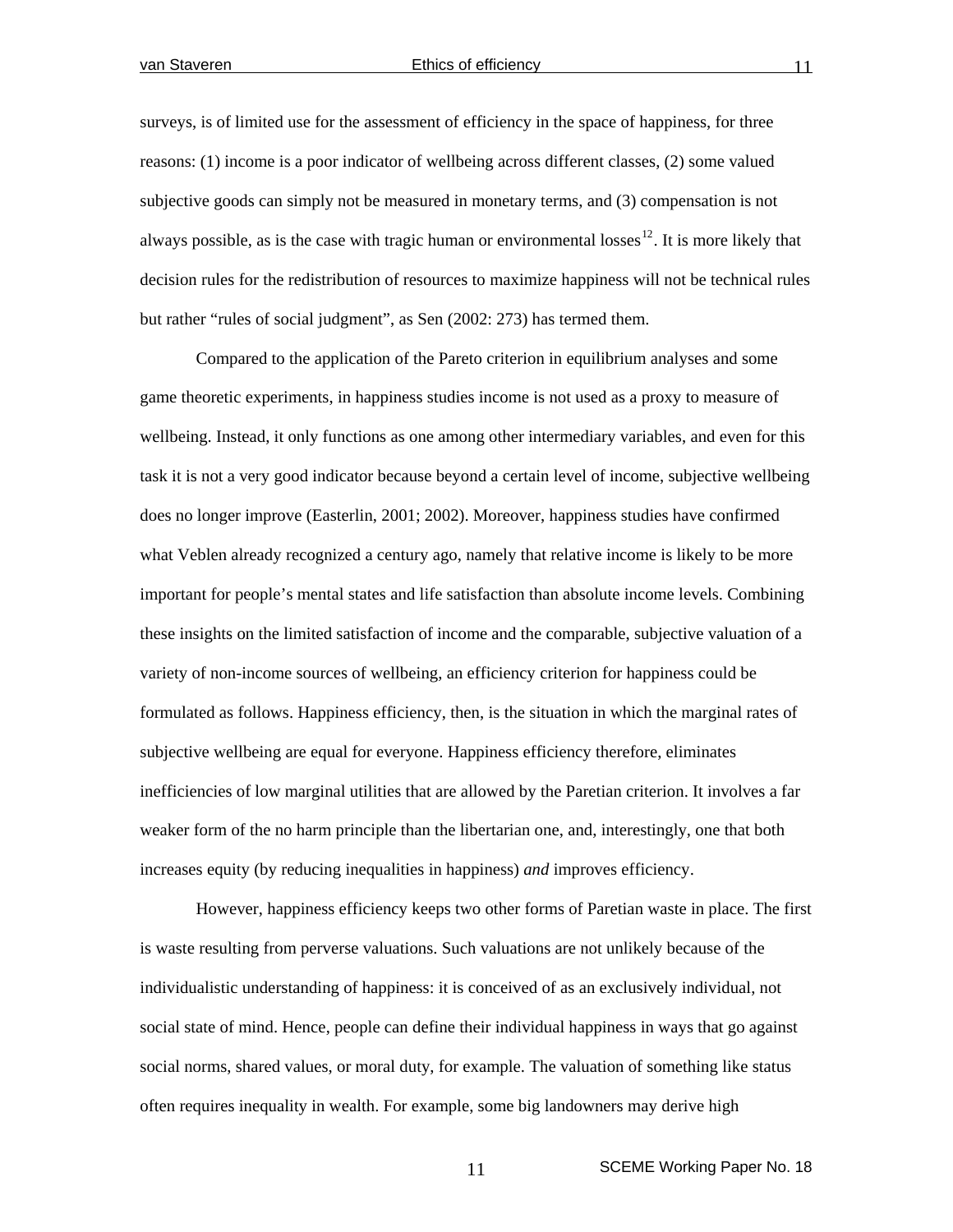surveys, is of limited use for the assessment of efficiency in the space of happiness, for three reasons: (1) income is a poor indicator of wellbeing across different classes, (2) some valued subjective goods can simply not be measured in monetary terms, and (3) compensation is not always possible, as is the case with tragic human or environmental losses[12]. It is more likely that decision rules for the redistribution of resources to maximize happiness will not be technical rules but rather "rules of social judgment", as Sen (2002: 273) has termed them.

Compared to the application of the Pareto criterion in equilibrium analyses and some game theoretic experiments, in happiness studies income is not used as a proxy to measure of wellbeing. Instead, it only functions as one among other intermediary variables, and even for this task it is not a very good indicator because beyond a certain level of income, subjective wellbeing does no longer improve (Easterlin, 2001; 2002). Moreover, happiness studies have confirmed what Veblen already recognized a century ago, namely that relative income is likely to be more important for people's mental states and life satisfaction than absolute income levels. Combining these insights on the limited satisfaction of income and the comparable, subjective valuation of a variety of non-income sources of wellbeing, an efficiency criterion for happiness could be formulated as follows. Happiness efficiency, then, is the situation in which the marginal rates of subjective wellbeing are equal for everyone. Happiness efficiency therefore, eliminates inefficiencies of low marginal utilities that are allowed by the Paretian criterion. It involves a far weaker form of the no harm principle than the libertarian one, and, interestingly, one that both increases equity (by reducing inequalities in happiness) *and* improves efficiency.

However, happiness efficiency keeps two other forms of Paretian waste in place. The first is waste resulting from perverse valuations. Such valuations are not unlikely because of the individualistic understanding of happiness: it is conceived of as an exclusively individual, not social state of mind. Hence, people can define their individual happiness in ways that go against social norms, shared values, or moral duty, for example. The valuation of something like status often requires inequality in wealth. For example, some big landowners may derive high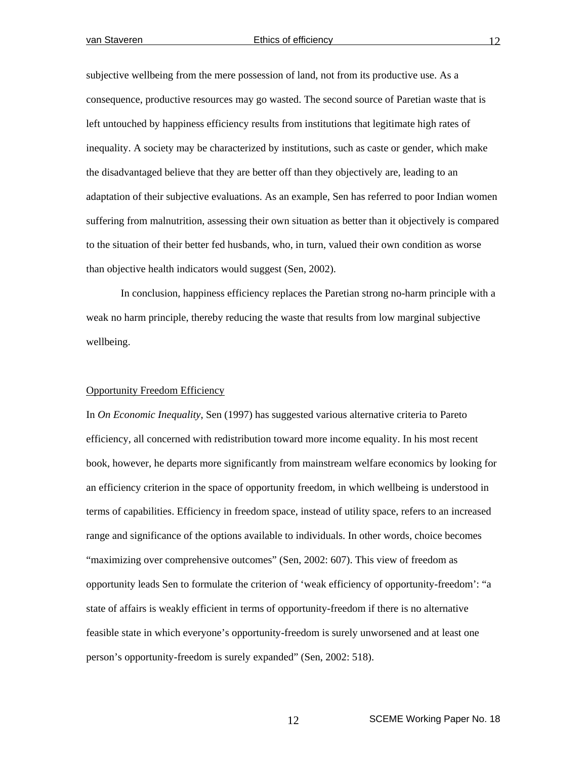subjective wellbeing from the mere possession of land, not from its productive use. As a consequence, productive resources may go wasted. The second source of Paretian waste that is left untouched by happiness efficiency results from institutions that legitimate high rates of inequality. A society may be characterized by institutions, such as caste or gender, which make the disadvantaged believe that they are better off than they objectively are, leading to an adaptation of their subjective evaluations. As an example, Sen has referred to poor Indian women suffering from malnutrition, assessing their own situation as better than it objectively is compared to the situation of their better fed husbands, who, in turn, valued their own condition as worse than objective health indicators would suggest (Sen, 2002).

In conclusion, happiness efficiency replaces the Paretian strong no-harm principle with a weak no harm principle, thereby reducing the waste that results from low marginal subjective wellbeing.

## Opportunity Freedom Efficiency

In *On Economic Inequality*, Sen (1997) has suggested various alternative criteria to Pareto efficiency, all concerned with redistribution toward more income equality. In his most recent book, however, he departs more significantly from mainstream welfare economics by looking for an efficiency criterion in the space of opportunity freedom, in which wellbeing is understood in terms of capabilities. Efficiency in freedom space, instead of utility space, refers to an increased range and significance of the options available to individuals. In other words, choice becomes "maximizing over comprehensive outcomes" (Sen, 2002: 607). This view of freedom as opportunity leads Sen to formulate the criterion of 'weak efficiency of opportunity-freedom': "a state of affairs is weakly efficient in terms of opportunity-freedom if there is no alternative feasible state in which everyone's opportunity-freedom is surely unworsened and at least one person's opportunity-freedom is surely expanded" (Sen, 2002: 518).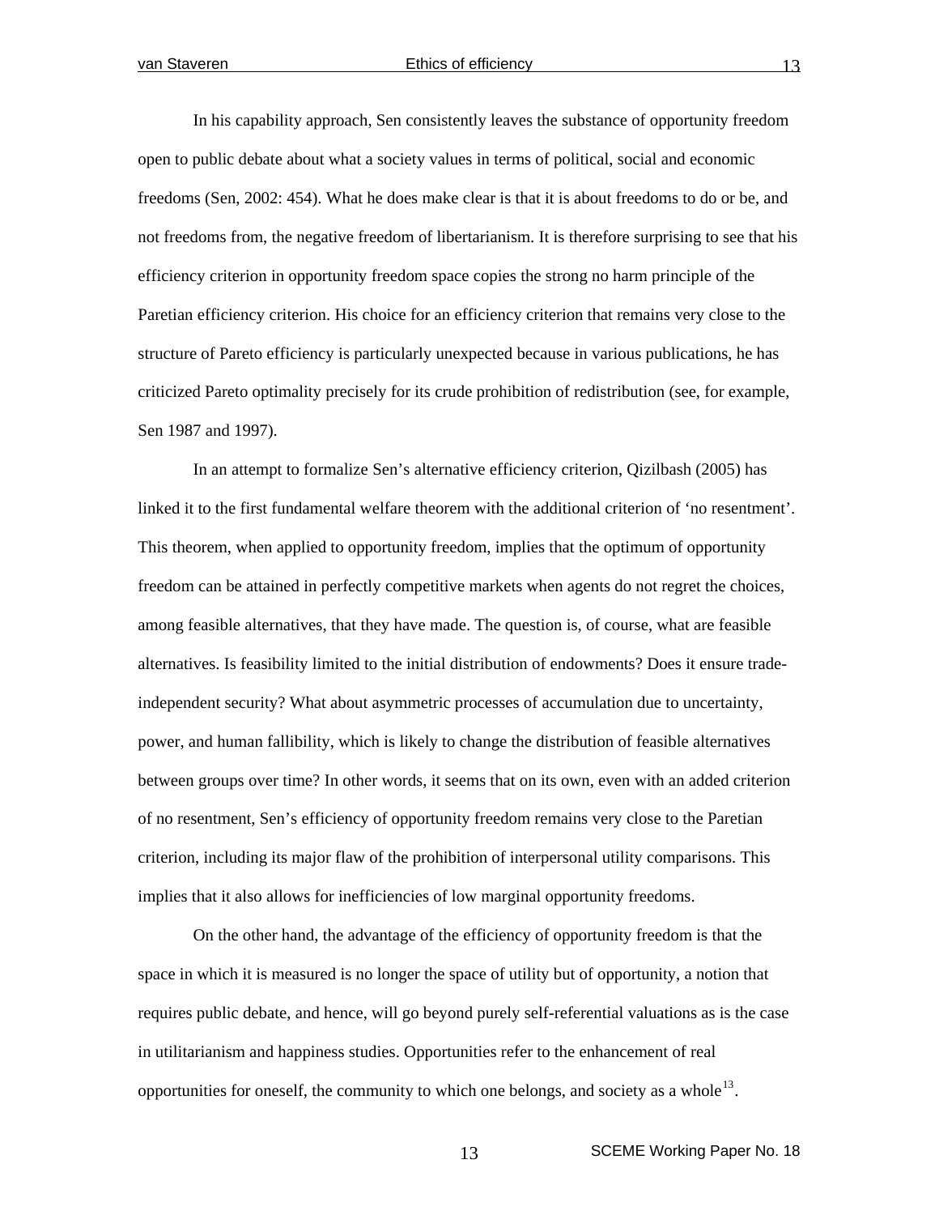In his capability approach, Sen consistently leaves the substance of opportunity freedom open to public debate about what a society values in terms of political, social and economic freedoms (Sen, 2002: 454). What he does make clear is that it is about freedoms to do or be, and not freedoms from, the negative freedom of libertarianism. It is therefore surprising to see that his efficiency criterion in opportunity freedom space copies the strong no harm principle of the Paretian efficiency criterion. His choice for an efficiency criterion that remains very close to the structure of Pareto efficiency is particularly unexpected because in various publications, he has criticized Pareto optimality precisely for its crude prohibition of redistribution (see, for example, Sen 1987 and 1997).

In an attempt to formalize Sen's alternative efficiency criterion, Qizilbash (2005) has linked it to the first fundamental welfare theorem with the additional criterion of 'no resentment'. This theorem, when applied to opportunity freedom, implies that the optimum of opportunity freedom can be attained in perfectly competitive markets when agents do not regret the choices, among feasible alternatives, that they have made. The question is, of course, what are feasible alternatives. Is feasibility limited to the initial distribution of endowments? Does it ensure trade-independent security? What about asymmetric processes of accumulation due to uncertainty, power, and human fallibility, which is likely to change the distribution of feasible alternatives between groups over time? In other words, it seems that on its own, even with an added criterion of no resentment, Sen's efficiency of opportunity freedom remains very close to the Paretian criterion, including its major flaw of the prohibition of interpersonal utility comparisons. This implies that it also allows for inefficiencies of low marginal opportunity freedoms.

On the other hand, the advantage of the efficiency of opportunity freedom is that the space in which it is measured is no longer the space of utility but of opportunity, a notion that requires public debate, and hence, will go beyond purely self-referential valuations as is the case in utilitarianism and happiness studies. Opportunities refer to the enhancement of real opportunities for oneself, the community to which one belongs, and society as a whole[13].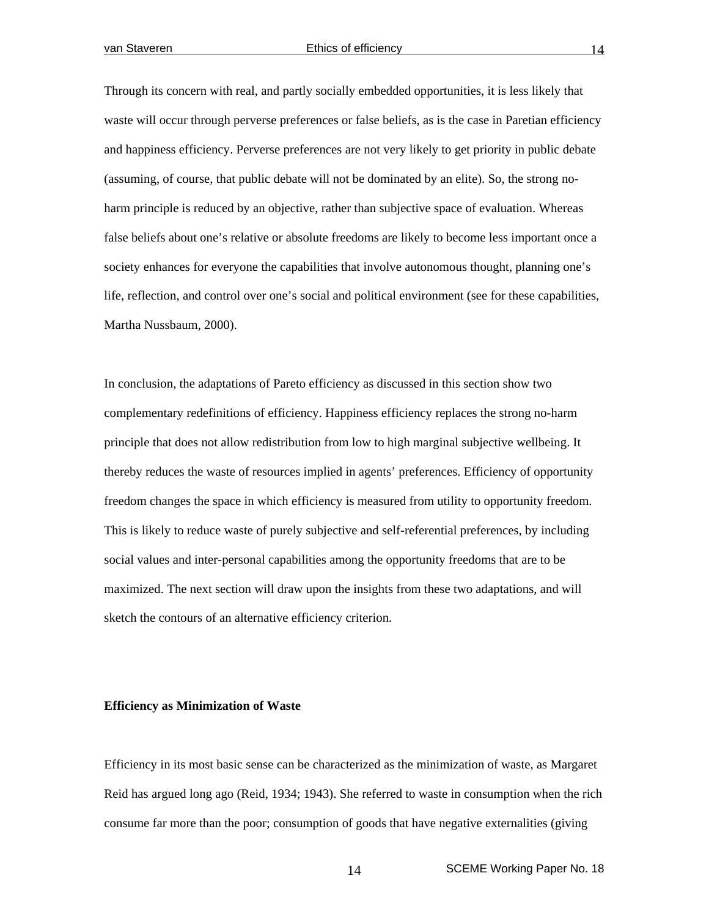Through its concern with real, and partly socially embedded opportunities, it is less likely that waste will occur through perverse preferences or false beliefs, as is the case in Paretian efficiency and happiness efficiency. Perverse preferences are not very likely to get priority in public debate (assuming, of course, that public debate will not be dominated by an elite). So, the strong no-harm principle is reduced by an objective, rather than subjective space of evaluation. Whereas false beliefs about one's relative or absolute freedoms are likely to become less important once a society enhances for everyone the capabilities that involve autonomous thought, planning one's life, reflection, and control over one's social and political environment (see for these capabilities, Martha Nussbaum, 2000).

In conclusion, the adaptations of Pareto efficiency as discussed in this section show two complementary redefinitions of efficiency. Happiness efficiency replaces the strong no-harm principle that does not allow redistribution from low to high marginal subjective wellbeing. It thereby reduces the waste of resources implied in agents' preferences. Efficiency of opportunity freedom changes the space in which efficiency is measured from utility to opportunity freedom. This is likely to reduce waste of purely subjective and self-referential preferences, by including social values and inter-personal capabilities among the opportunity freedoms that are to be maximized. The next section will draw upon the insights from these two adaptations, and will sketch the contours of an alternative efficiency criterion.

**Efficiency as Minimization of Waste**

Efficiency in its most basic sense can be characterized as the minimization of waste, as Margaret Reid has argued long ago (Reid, 1934; 1943). She referred to waste in consumption when the rich consume far more than the poor; consumption of goods that have negative externalities (giving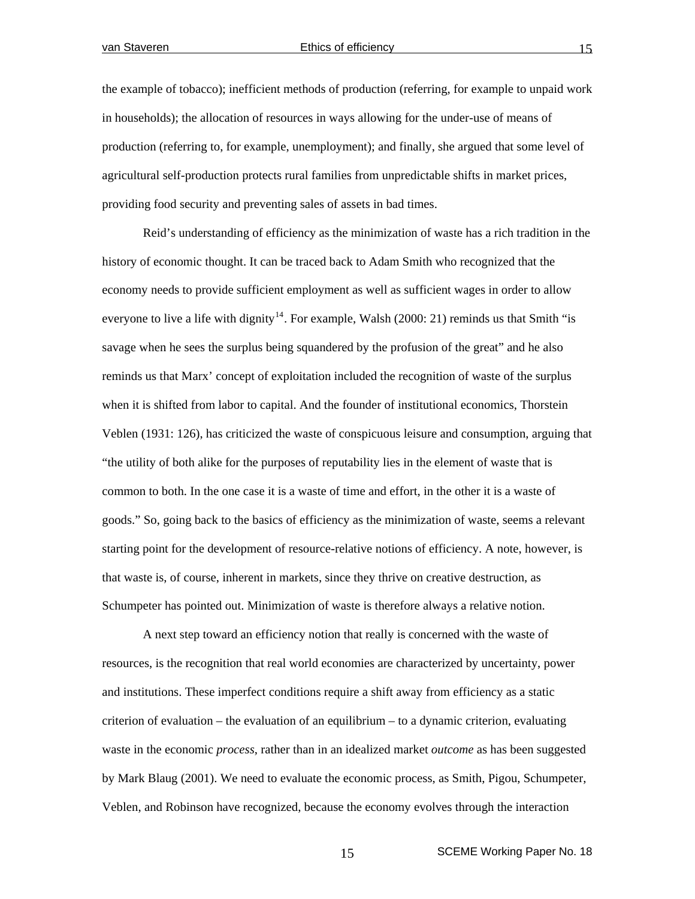the example of tobacco); inefficient methods of production (referring, for example to unpaid work in households); the allocation of resources in ways allowing for the under-use of means of production (referring to, for example, unemployment); and finally, she argued that some level of agricultural self-production protects rural families from unpredictable shifts in market prices, providing food security and preventing sales of assets in bad times.

Reid's understanding of efficiency as the minimization of waste has a rich tradition in the history of economic thought. It can be traced back to Adam Smith who recognized that the economy needs to provide sufficient employment as well as sufficient wages in order to allow everyone to live a life with dignity[14]. For example, Walsh (2000: 21) reminds us that Smith "is savage when he sees the surplus being squandered by the profusion of the great" and he also reminds us that Marx' concept of exploitation included the recognition of waste of the surplus when it is shifted from labor to capital. And the founder of institutional economics, Thorstein Veblen (1931: 126), has criticized the waste of conspicuous leisure and consumption, arguing that "the utility of both alike for the purposes of reputability lies in the element of waste that is common to both. In the one case it is a waste of time and effort, in the other it is a waste of goods." So, going back to the basics of efficiency as the minimization of waste, seems a relevant starting point for the development of resource-relative notions of efficiency. A note, however, is that waste is, of course, inherent in markets, since they thrive on creative destruction, as Schumpeter has pointed out. Minimization of waste is therefore always a relative notion.

A next step toward an efficiency notion that really is concerned with the waste of resources, is the recognition that real world economies are characterized by uncertainty, power and institutions. These imperfect conditions require a shift away from efficiency as a static criterion of evaluation – the evaluation of an equilibrium – to a dynamic criterion, evaluating waste in the economic *process*, rather than in an idealized market *outcome* as has been suggested by Mark Blaug (2001). We need to evaluate the economic process, as Smith, Pigou, Schumpeter, Veblen, and Robinson have recognized, because the economy evolves through the interaction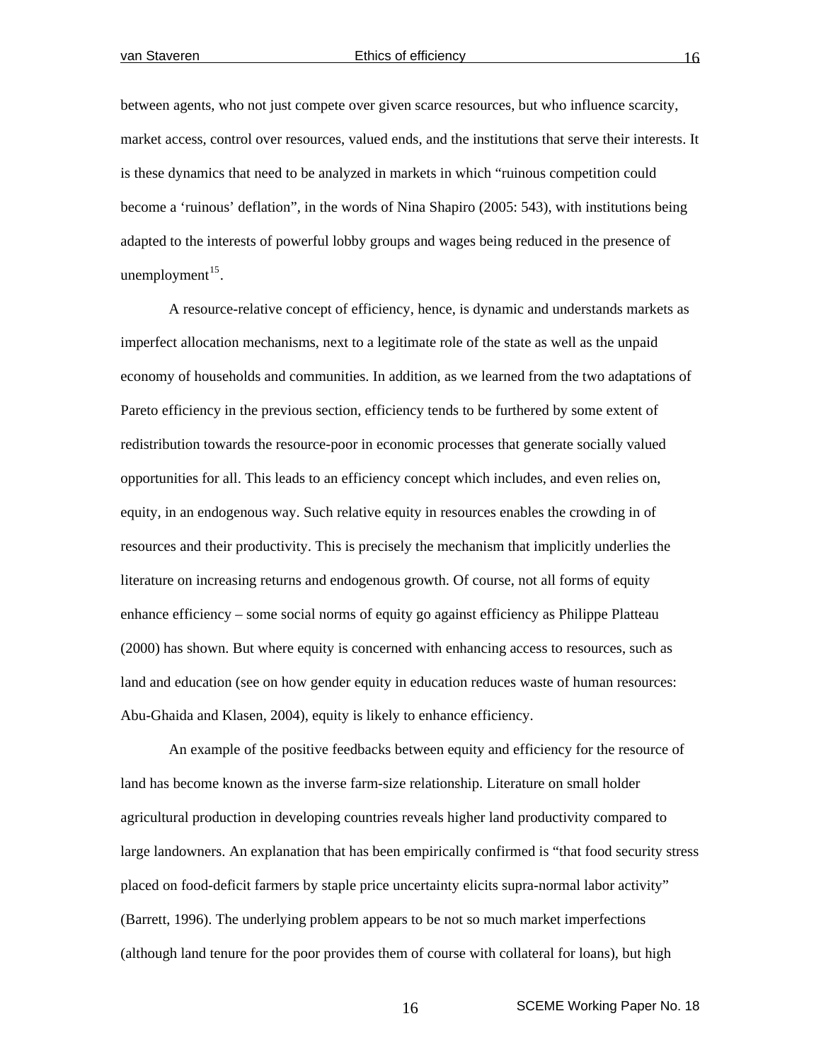between agents, who not just compete over given scarce resources, but who influence scarcity, market access, control over resources, valued ends, and the institutions that serve their interests. It is these dynamics that need to be analyzed in markets in which "ruinous competition could become a 'ruinous' deflation", in the words of Nina Shapiro (2005: 543), with institutions being adapted to the interests of powerful lobby groups and wages being reduced in the presence of unemployment[15].

A resource-relative concept of efficiency, hence, is dynamic and understands markets as imperfect allocation mechanisms, next to a legitimate role of the state as well as the unpaid economy of households and communities. In addition, as we learned from the two adaptations of Pareto efficiency in the previous section, efficiency tends to be furthered by some extent of redistribution towards the resource-poor in economic processes that generate socially valued opportunities for all. This leads to an efficiency concept which includes, and even relies on, equity, in an endogenous way. Such relative equity in resources enables the crowding in of resources and their productivity. This is precisely the mechanism that implicitly underlies the literature on increasing returns and endogenous growth. Of course, not all forms of equity enhance efficiency – some social norms of equity go against efficiency as Philippe Platteau (2000) has shown. But where equity is concerned with enhancing access to resources, such as land and education (see on how gender equity in education reduces waste of human resources: Abu-Ghaida and Klasen, 2004), equity is likely to enhance efficiency.

An example of the positive feedbacks between equity and efficiency for the resource of land has become known as the inverse farm-size relationship. Literature on small holder agricultural production in developing countries reveals higher land productivity compared to large landowners. An explanation that has been empirically confirmed is "that food security stress placed on food-deficit farmers by staple price uncertainty elicits supra-normal labor activity" (Barrett, 1996). The underlying problem appears to be not so much market imperfections (although land tenure for the poor provides them of course with collateral for loans), but high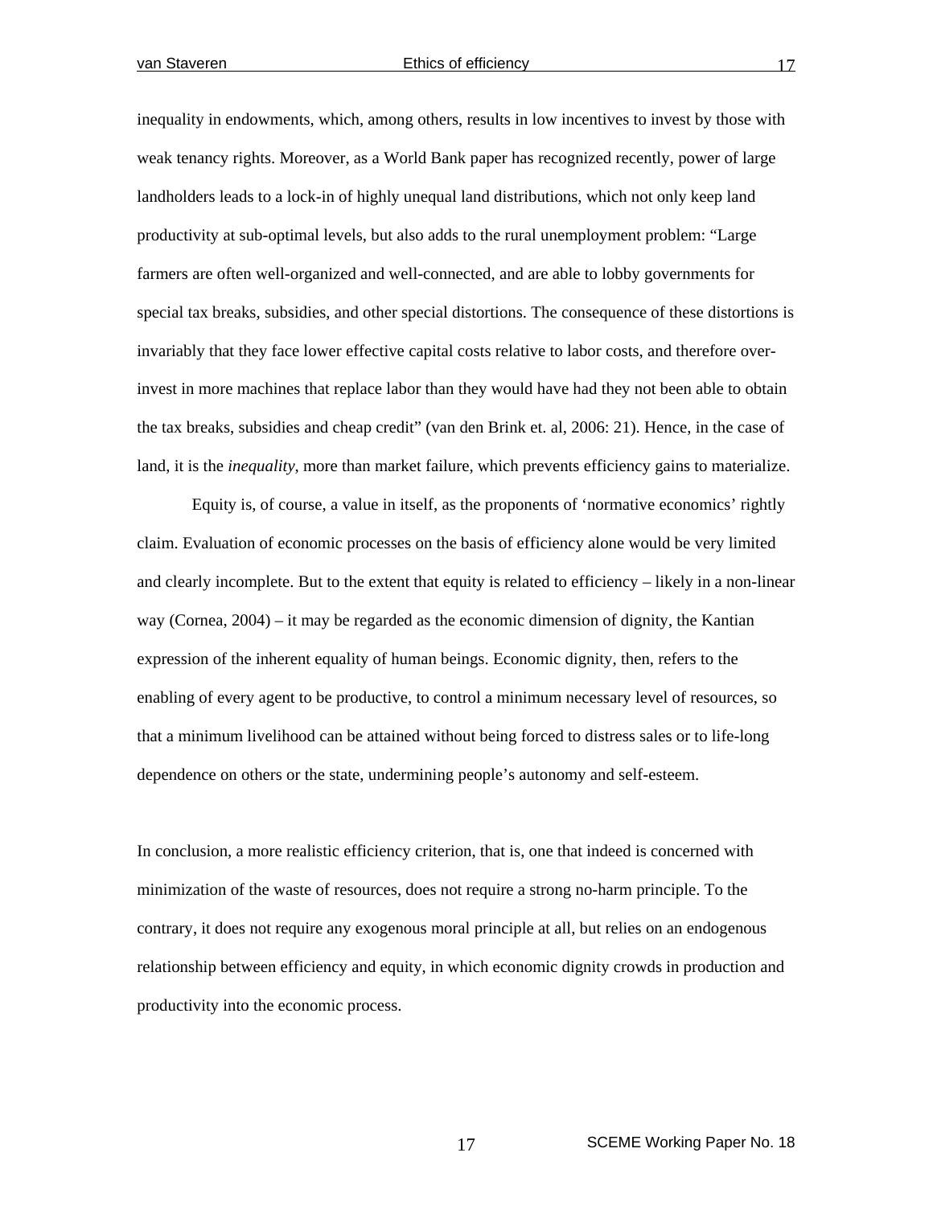inequality in endowments, which, among others, results in low incentives to invest by those with weak tenancy rights. Moreover, as a World Bank paper has recognized recently, power of large landholders leads to a lock-in of highly unequal land distributions, which not only keep land productivity at sub-optimal levels, but also adds to the rural unemployment problem: "Large farmers are often well-organized and well-connected, and are able to lobby governments for special tax breaks, subsidies, and other special distortions. The consequence of these distortions is invariably that they face lower effective capital costs relative to labor costs, and therefore over-invest in more machines that replace labor than they would have had they not been able to obtain the tax breaks, subsidies and cheap credit" (van den Brink et. al, 2006: 21). Hence, in the case of land, it is the *inequality*, more than market failure, which prevents efficiency gains to materialize.

Equity is, of course, a value in itself, as the proponents of 'normative economics' rightly claim. Evaluation of economic processes on the basis of efficiency alone would be very limited and clearly incomplete. But to the extent that equity is related to efficiency – likely in a non-linear way (Cornea, 2004) – it may be regarded as the economic dimension of dignity, the Kantian expression of the inherent equality of human beings. Economic dignity, then, refers to the enabling of every agent to be productive, to control a minimum necessary level of resources, so that a minimum livelihood can be attained without being forced to distress sales or to life-long dependence on others or the state, undermining people's autonomy and self-esteem.

In conclusion, a more realistic efficiency criterion, that is, one that indeed is concerned with minimization of the waste of resources, does not require a strong no-harm principle. To the contrary, it does not require any exogenous moral principle at all, but relies on an endogenous relationship between efficiency and equity, in which economic dignity crowds in production and productivity into the economic process.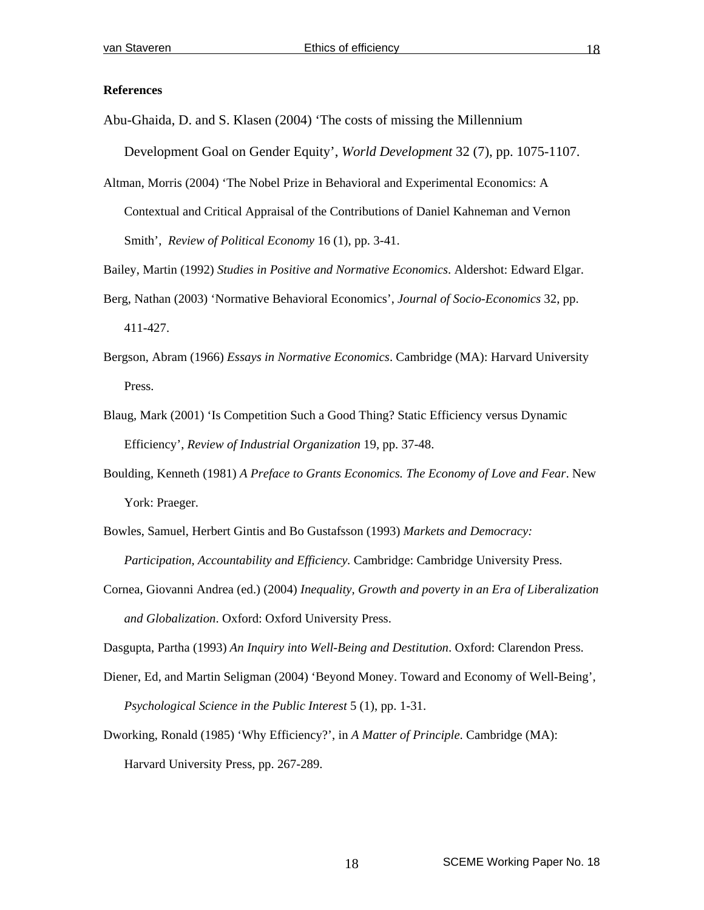**References**

Abu-Ghaida, D. and S. Klasen (2004) 'The costs of missing the Millennium Development Goal on Gender Equity', *World Development* 32 (7), pp. 1075-1107.

Altman, Morris (2004) 'The Nobel Prize in Behavioral and Experimental Economics: A Contextual and Critical Appraisal of the Contributions of Daniel Kahneman and Vernon Smith', *Review of Political Economy* 16 (1), pp. 3-41.

Bailey, Martin (1992) *Studies in Positive and Normative Economics*. Aldershot: Edward Elgar.

Berg, Nathan (2003) 'Normative Behavioral Economics', *Journal of Socio-Economics* 32, pp. 411-427.

Bergson, Abram (1966) *Essays in Normative Economics*. Cambridge (MA): Harvard University Press.

Blaug, Mark (2001) 'Is Competition Such a Good Thing? Static Efficiency versus Dynamic Efficiency', *Review of Industrial Organization* 19, pp. 37-48.

Boulding, Kenneth (1981) *A Preface to Grants Economics. The Economy of Love and Fear*. New York: Praeger.

Bowles, Samuel, Herbert Gintis and Bo Gustafsson (1993) *Markets and Democracy: Participation, Accountability and Efficiency.* Cambridge: Cambridge University Press.

Cornea, Giovanni Andrea (ed.) (2004) *Inequality, Growth and poverty in an Era of Liberalization and Globalization*. Oxford: Oxford University Press.

Dasgupta, Partha (1993) *An Inquiry into Well-Being and Destitution*. Oxford: Clarendon Press.

Diener, Ed, and Martin Seligman (2004) 'Beyond Money. Toward and Economy of Well-Being', *Psychological Science in the Public Interest* 5 (1), pp. 1-31.

Dworking, Ronald (1985) 'Why Efficiency?', in *A Matter of Principle*. Cambridge (MA): Harvard University Press, pp. 267-289.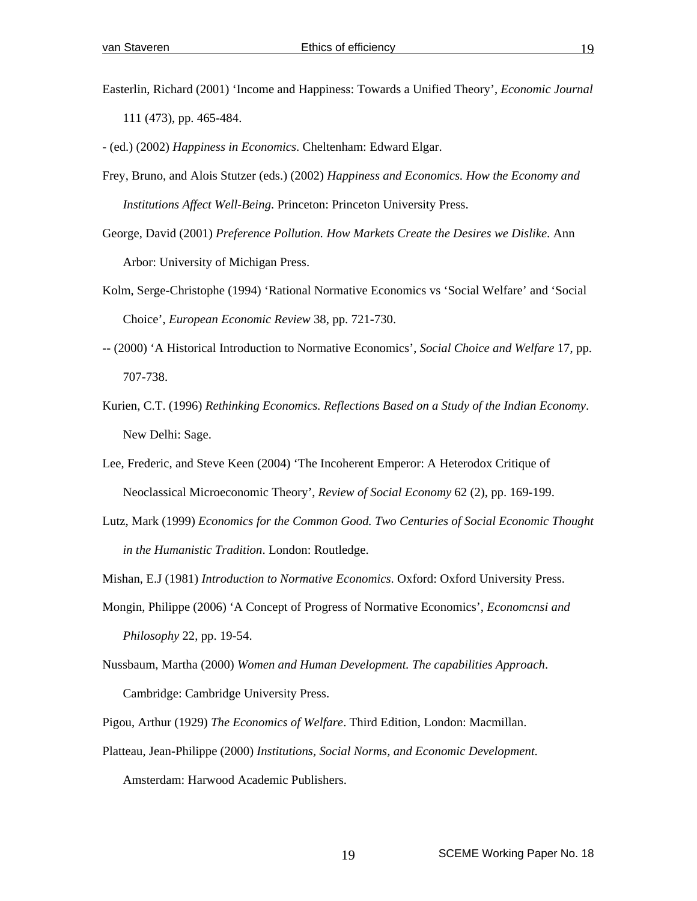Easterlin, Richard (2001) 'Income and Happiness: Towards a Unified Theory', *Economic Journal* 111 (473), pp. 465-484.

- (ed.) (2002) *Happiness in Economics*. Cheltenham: Edward Elgar.

Frey, Bruno, and Alois Stutzer (eds.) (2002) *Happiness and Economics. How the Economy and Institutions Affect Well-Being*. Princeton: Princeton University Press.

George, David (2001) *Preference Pollution. How Markets Create the Desires we Dislike*. Ann Arbor: University of Michigan Press.

Kolm, Serge-Christophe (1994) 'Rational Normative Economics vs 'Social Welfare' and 'Social Choice', *European Economic Review* 38, pp. 721-730.

-- (2000) 'A Historical Introduction to Normative Economics', *Social Choice and Welfare* 17, pp. 707-738.

Kurien, C.T. (1996) *Rethinking Economics. Reflections Based on a Study of the Indian Economy*. New Delhi: Sage.

Lee, Frederic, and Steve Keen (2004) 'The Incoherent Emperor: A Heterodox Critique of Neoclassical Microeconomic Theory', *Review of Social Economy* 62 (2), pp. 169-199.

Lutz, Mark (1999) *Economics for the Common Good. Two Centuries of Social Economic Thought in the Humanistic Tradition*. London: Routledge.

Mishan, E.J (1981) *Introduction to Normative Economics*. Oxford: Oxford University Press.

Mongin, Philippe (2006) 'A Concept of Progress of Normative Economics', *Economcnsi and Philosophy* 22, pp. 19-54.

Nussbaum, Martha (2000) *Women and Human Development. The capabilities Approach*. Cambridge: Cambridge University Press.

Pigou, Arthur (1929) *The Economics of Welfare*. Third Edition, London: Macmillan.

Platteau, Jean-Philippe (2000) *Institutions, Social Norms, and Economic Development.* Amsterdam: Harwood Academic Publishers.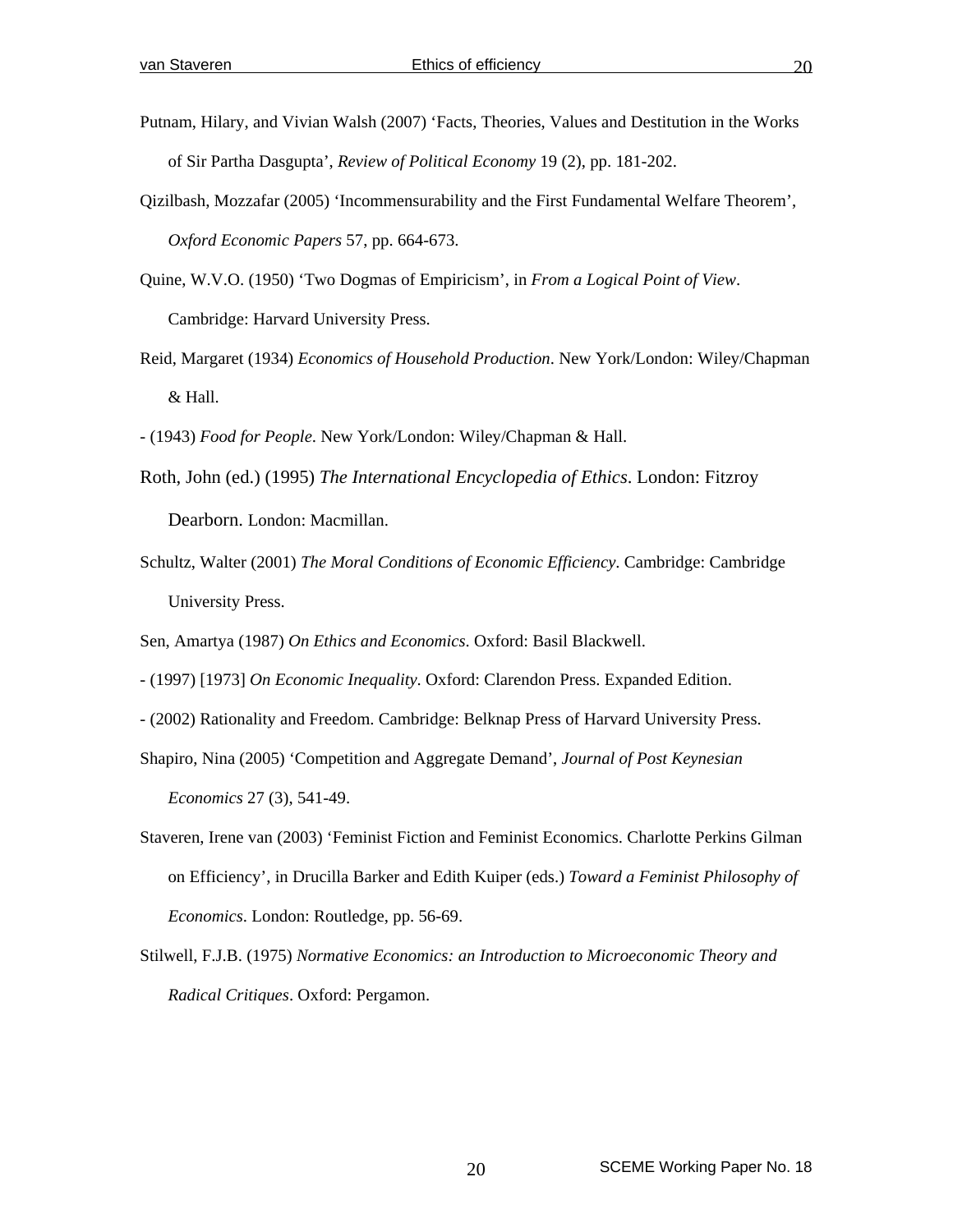Putnam, Hilary, and Vivian Walsh (2007) 'Facts, Theories, Values and Destitution in the Works of Sir Partha Dasgupta', *Review of Political Economy* 19 (2), pp. 181-202.

Qizilbash, Mozzafar (2005) 'Incommensurability and the First Fundamental Welfare Theorem', *Oxford Economic Papers* 57, pp. 664-673.

Quine, W.V.O. (1950) 'Two Dogmas of Empiricism', in *From a Logical Point of View*. Cambridge: Harvard University Press.

Reid, Margaret (1934) *Economics of Household Production*. New York/London: Wiley/Chapman & Hall.

- (1943) *Food for People*. New York/London: Wiley/Chapman & Hall.

Roth, John (ed.) (1995) *The International Encyclopedia of Ethics*. London: Fitzroy Dearborn. London: Macmillan.

Schultz, Walter (2001) *The Moral Conditions of Economic Efficiency*. Cambridge: Cambridge University Press.

Sen, Amartya (1987) *On Ethics and Economics*. Oxford: Basil Blackwell.

- (1997) [1973] *On Economic Inequality*. Oxford: Clarendon Press. Expanded Edition.

- (2002) Rationality and Freedom. Cambridge: Belknap Press of Harvard University Press.

Shapiro, Nina (2005) 'Competition and Aggregate Demand', *Journal of Post Keynesian Economics* 27 (3), 541-49.

Staveren, Irene van (2003) 'Feminist Fiction and Feminist Economics. Charlotte Perkins Gilman on Efficiency', in Drucilla Barker and Edith Kuiper (eds.) *Toward a Feminist Philosophy of Economics*. London: Routledge, pp. 56-69.

Stilwell, F.J.B. (1975) *Normative Economics: an Introduction to Microeconomic Theory and Radical Critiques*. Oxford: Pergamon.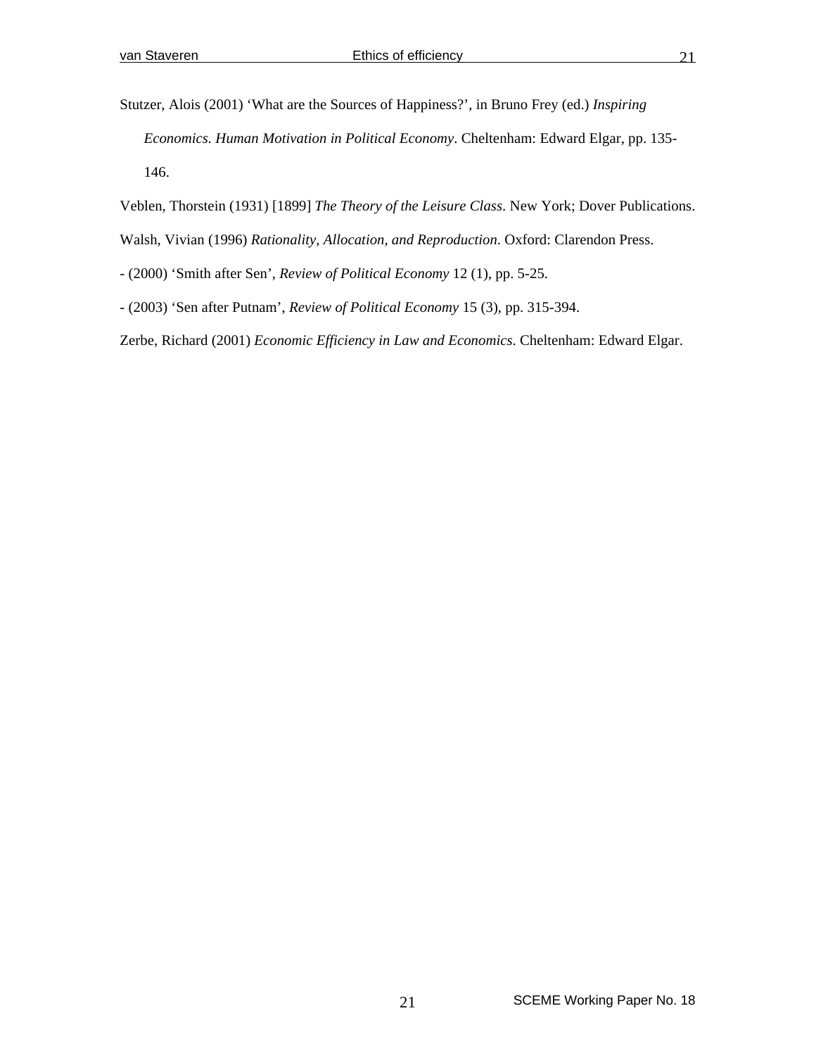Stutzer, Alois (2001) 'What are the Sources of Happiness?', in Bruno Frey (ed.) *Inspiring Economics. Human Motivation in Political Economy*. Cheltenham: Edward Elgar, pp. 135-146.

Veblen, Thorstein (1931) [1899] *The Theory of the Leisure Class*. New York; Dover Publications.

Walsh, Vivian (1996) *Rationality, Allocation, and Reproduction*. Oxford: Clarendon Press.

- (2000) 'Smith after Sen', *Review of Political Economy* 12 (1), pp. 5-25.

- (2003) 'Sen after Putnam', *Review of Political Economy* 15 (3), pp. 315-394.

Zerbe, Richard (2001) *Economic Efficiency in Law and Economics*. Cheltenham: Edward Elgar.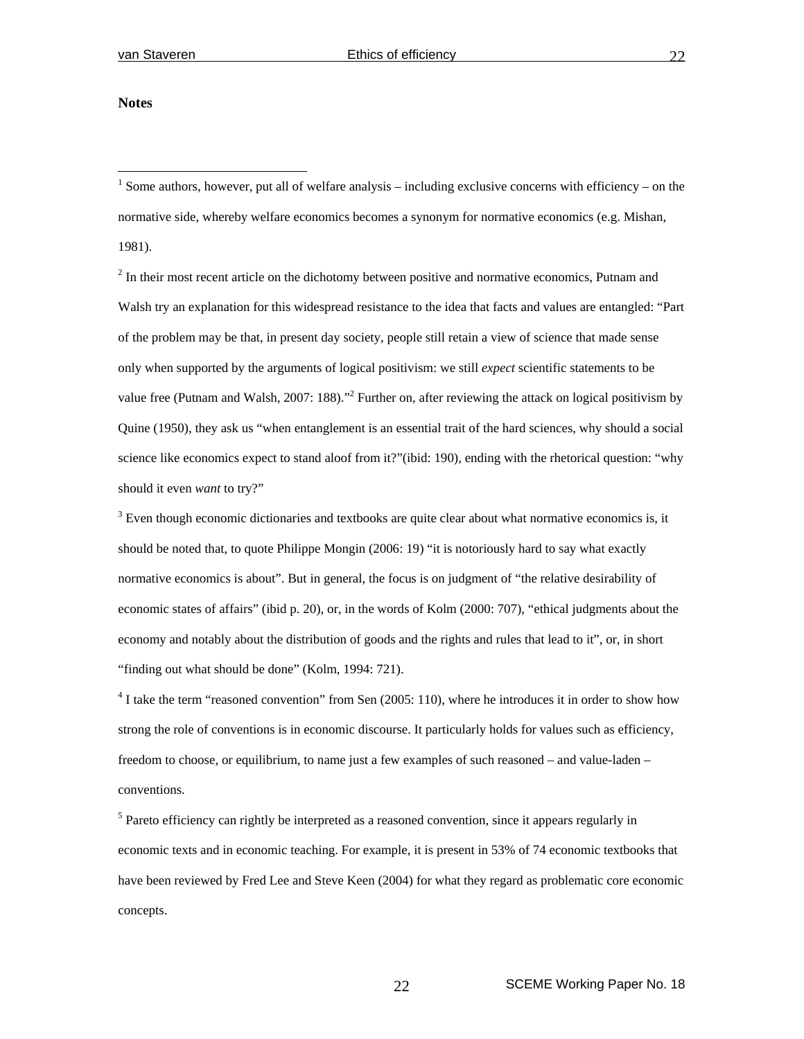**Notes**

[1] Some authors, however, put all of welfare analysis – including exclusive concerns with efficiency – on the normative side, whereby welfare economics becomes a synonym for normative economics (e.g. Mishan, 1981).

[2] In their most recent article on the dichotomy between positive and normative economics, Putnam and Walsh try an explanation for this widespread resistance to the idea that facts and values are entangled: "Part of the problem may be that, in present day society, people still retain a view of science that made sense only when supported by the arguments of logical positivism: we still *expect* scientific statements to be value free (Putnam and Walsh, 2007: 188)."[2] Further on, after reviewing the attack on logical positivism by Quine (1950), they ask us "when entanglement is an essential trait of the hard sciences, why should a social science like economics expect to stand aloof from it?"(ibid: 190), ending with the rhetorical question: "why should it even *want* to try?"

[3] Even though economic dictionaries and textbooks are quite clear about what normative economics is, it should be noted that, to quote Philippe Mongin (2006: 19) "it is notoriously hard to say what exactly normative economics is about". But in general, the focus is on judgment of "the relative desirability of economic states of affairs" (ibid p. 20), or, in the words of Kolm (2000: 707), "ethical judgments about the economy and notably about the distribution of goods and the rights and rules that lead to it", or, in short "finding out what should be done" (Kolm, 1994: 721).

[4] I take the term "reasoned convention" from Sen (2005: 110), where he introduces it in order to show how strong the role of conventions is in economic discourse. It particularly holds for values such as efficiency, freedom to choose, or equilibrium, to name just a few examples of such reasoned – and value-laden – conventions.

[5] Pareto efficiency can rightly be interpreted as a reasoned convention, since it appears regularly in economic texts and in economic teaching. For example, it is present in 53% of 74 economic textbooks that have been reviewed by Fred Lee and Steve Keen (2004) for what they regard as problematic core economic concepts.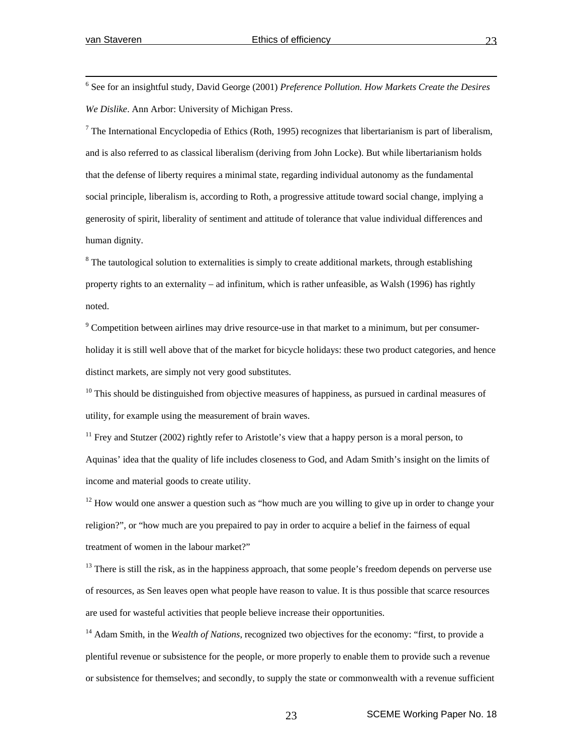[6] See for an insightful study, David George (2001) *Preference Pollution. How Markets Create the Desires We Dislike*. Ann Arbor: University of Michigan Press.

[7] The International Encyclopedia of Ethics (Roth, 1995) recognizes that libertarianism is part of liberalism, and is also referred to as classical liberalism (deriving from John Locke). But while libertarianism holds that the defense of liberty requires a minimal state, regarding individual autonomy as the fundamental social principle, liberalism is, according to Roth, a progressive attitude toward social change, implying a generosity of spirit, liberality of sentiment and attitude of tolerance that value individual differences and human dignity.

[8] The tautological solution to externalities is simply to create additional markets, through establishing property rights to an externality – ad infinitum, which is rather unfeasible, as Walsh (1996) has rightly noted.

[9] Competition between airlines may drive resource-use in that market to a minimum, but per consumer-holiday it is still well above that of the market for bicycle holidays: these two product categories, and hence distinct markets, are simply not very good substitutes.

[10] This should be distinguished from objective measures of happiness, as pursued in cardinal measures of utility, for example using the measurement of brain waves.

[11] Frey and Stutzer (2002) rightly refer to Aristotle's view that a happy person is a moral person, to Aquinas' idea that the quality of life includes closeness to God, and Adam Smith's insight on the limits of income and material goods to create utility.

[12] How would one answer a question such as "how much are you willing to give up in order to change your religion?", or "how much are you prepaired to pay in order to acquire a belief in the fairness of equal treatment of women in the labour market?"

[13] There is still the risk, as in the happiness approach, that some people's freedom depends on perverse use of resources, as Sen leaves open what people have reason to value. It is thus possible that scarce resources are used for wasteful activities that people believe increase their opportunities.

[14] Adam Smith, in the *Wealth of Nations*, recognized two objectives for the economy: "first, to provide a plentiful revenue or subsistence for the people, or more properly to enable them to provide such a revenue or subsistence for themselves; and secondly, to supply the state or commonwealth with a revenue sufficient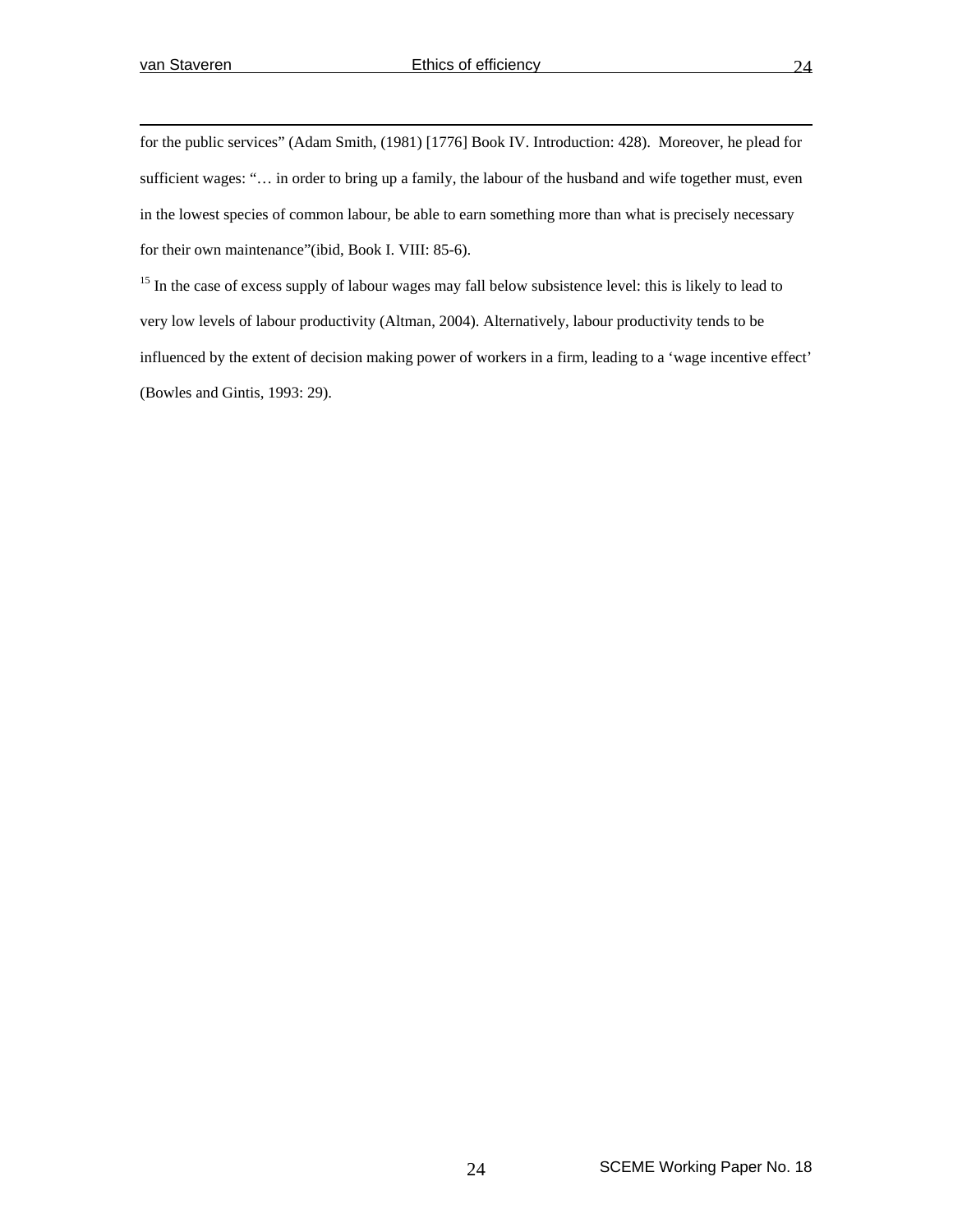for the public services" (Adam Smith, (1981) [1776] Book IV. Introduction: 428). Moreover, he plead for sufficient wages: "… in order to bring up a family, the labour of the husband and wife together must, even in the lowest species of common labour, be able to earn something more than what is precisely necessary for their own maintenance"(ibid, Book I. VIII: 85-6).

[15] In the case of excess supply of labour wages may fall below subsistence level: this is likely to lead to very low levels of labour productivity (Altman, 2004). Alternatively, labour productivity tends to be influenced by the extent of decision making power of workers in a firm, leading to a 'wage incentive effect' (Bowles and Gintis, 1993: 29).